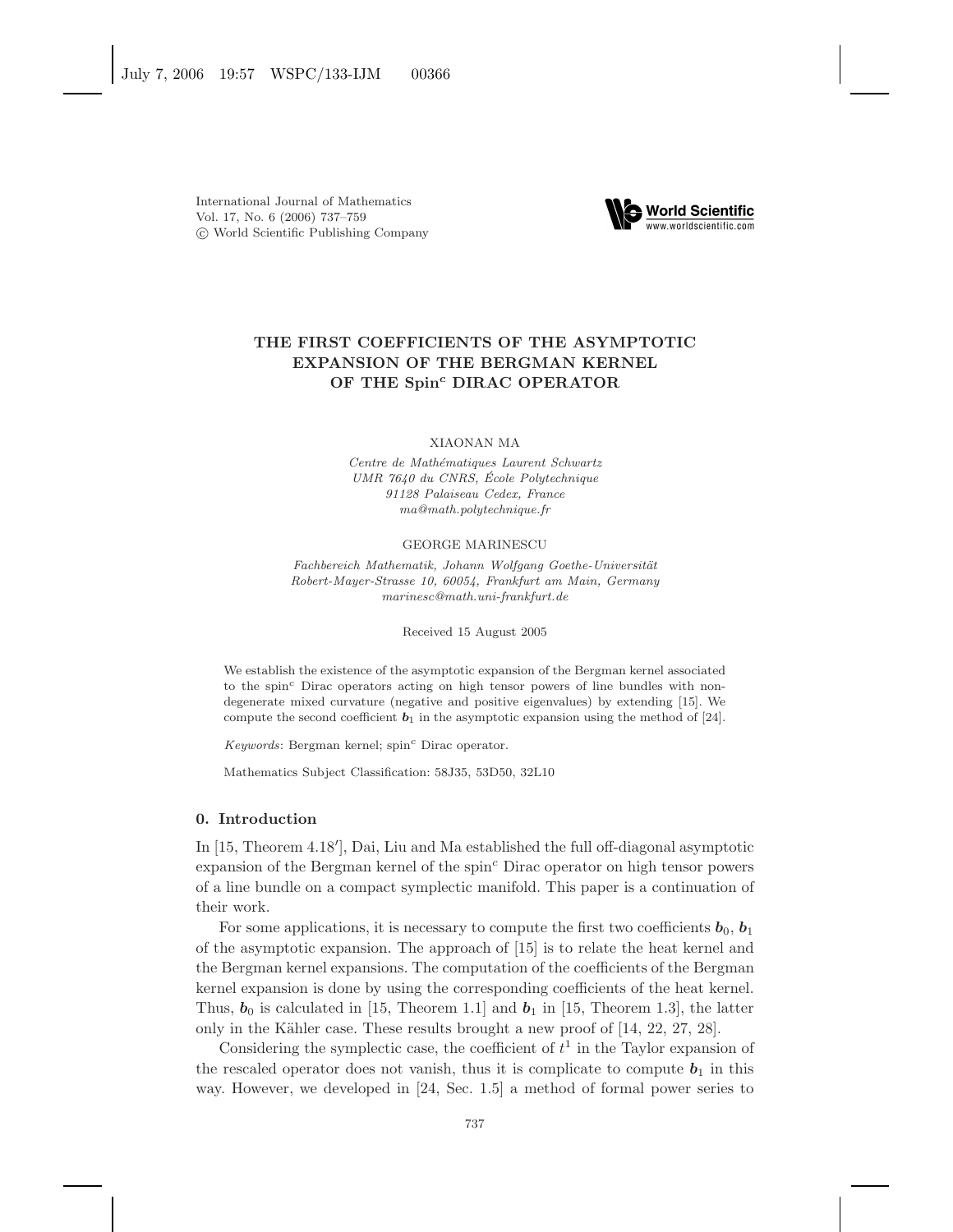# THE FIRST COEFFICIENTS OF THE ASYMPTOTIC EXPANSION OF THE BERGMAN KERNEL OF THE Spin$^c$ DIRAC OPERATOR

XIAONAN MA

*Centre de Mathématiques Laurent Schwartz*
*UMR 7640 du CNRS, École Polytechnique*
*91128 Palaiseau Cedex, France*
*ma@math.polytechnique.fr*

GEORGE MARINESCU

*Fachbereich Mathematik, Johann Wolfgang Goethe-Universität*
*Robert-Mayer-Strasse 10, 60054, Frankfurt am Main, Germany*
*marinesc@math.uni-frankfurt.de*

Received 15 August 2005

We establish the existence of the asymptotic expansion of the Bergman kernel associated to the spin$^c$ Dirac operators acting on high tensor powers of line bundles with non-degenerate mixed curvature (negative and positive eigenvalues) by extending [15]. We compute the second coefficient $\boldsymbol{b}_1$ in the asymptotic expansion using the method of [24].

*Keywords*: Bergman kernel; spin$^c$ Dirac operator.

Mathematics Subject Classification: 58J35, 53D50, 32L10

## 0. Introduction

In [15, Theorem 4.18′], Dai, Liu and Ma established the full off-diagonal asymptotic expansion of the Bergman kernel of the spin$^c$ Dirac operator on high tensor powers of a line bundle on a compact symplectic manifold. This paper is a continuation of their work.

For some applications, it is necessary to compute the first two coefficients $\boldsymbol{b}_0$, $\boldsymbol{b}_1$ of the asymptotic expansion. The approach of [15] is to relate the heat kernel and the Bergman kernel expansions. The computation of the coefficients of the Bergman kernel expansion is done by using the corresponding coefficients of the heat kernel. Thus, $\boldsymbol{b}_0$ is calculated in [15, Theorem 1.1] and $\boldsymbol{b}_1$ in [15, Theorem 1.3], the latter only in the Kähler case. These results brought a new proof of [14, 22, 27, 28].

Considering the symplectic case, the coefficient of $t^1$ in the Taylor expansion of the rescaled operator does not vanish, thus it is complicate to compute $\boldsymbol{b}_1$ in this way. However, we developed in [24, Sec. 1.5] a method of formal power series to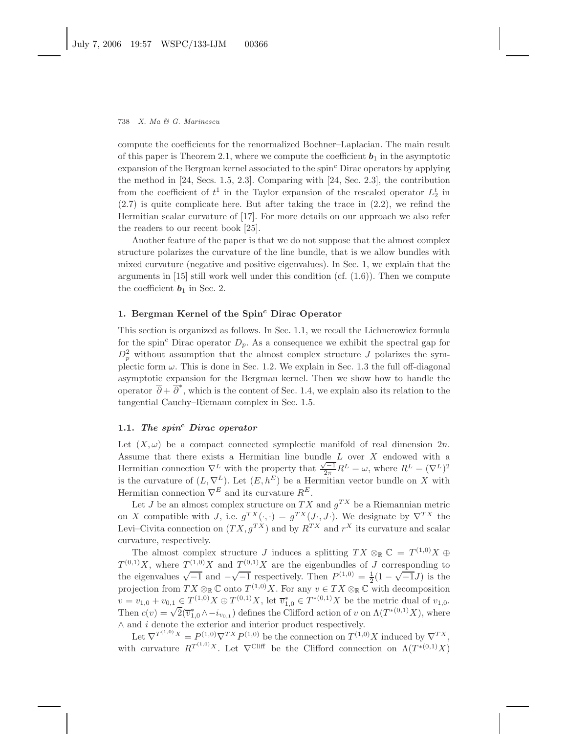compute the coefficients for the renormalized Bochner–Laplacian. The main result of this paper is Theorem 2.1, where we compute the coefficient $\boldsymbol{b}_1$ in the asymptotic expansion of the Bergman kernel associated to the spin$^c$ Dirac operators by applying the method in [24, Secs. 1.5, 2.3]. Comparing with [24, Sec. 2.3], the contribution from the coefficient of $t^1$ in the Taylor expansion of the rescaled operator $L_2^t$ in (2.7) is quite complicate here. But after taking the trace in (2.2), we refind the Hermitian scalar curvature of [17]. For more details on our approach we also refer the readers to our recent book [25].

Another feature of the paper is that we do not suppose that the almost complex structure polarizes the curvature of the line bundle, that is we allow bundles with mixed curvature (negative and positive eigenvalues). In Sec. 1, we explain that the arguments in [15] still work well under this condition (cf. (1.6)). Then we compute the coefficient $\boldsymbol{b}_1$ in Sec. 2.

## 1. Bergman Kernel of the Spin$^c$ Dirac Operator

This section is organized as follows. In Sec. 1.1, we recall the Lichnerowicz formula for the spin$^c$ Dirac operator $D_p$. As a consequence we exhibit the spectral gap for $D_p^2$ without assumption that the almost complex structure $J$ polarizes the symplectic form $\omega$. This is done in Sec. 1.2. We explain in Sec. 1.3 the full off-diagonal asymptotic expansion for the Bergman kernel. Then we show how to handle the operator $\overline{\partial} + \overline{\partial}^*$, which is the content of Sec. 1.4, we explain also its relation to the tangential Cauchy–Riemann complex in Sec. 1.5.

### 1.1. *The spin$^c$ Dirac operator*

Let $(X, \omega)$ be a compact connected symplectic manifold of real dimension $2n$. Assume that there exists a Hermitian line bundle $L$ over $X$ endowed with a Hermitian connection $\nabla^L$ with the property that $\frac{\sqrt{-1}}{2\pi} R^L = \omega$, where $R^L = (\nabla^L)^2$ is the curvature of $(L, \nabla^L)$. Let $(E, h^E)$ be a Hermitian vector bundle on $X$ with Hermitian connection $\nabla^E$ and its curvature $R^E$.

Let $J$ be an almost complex structure on $TX$ and $g^{TX}$ be a Riemannian metric on $X$ compatible with $J$, i.e. $g^{TX}(\cdot, \cdot) = g^{TX}(J\cdot, J\cdot)$. We designate by $\nabla^{TX}$ the Levi–Civita connection on $(TX, g^{TX})$ and by $R^{TX}$ and $r^X$ its curvature and scalar curvature, respectively.

The almost complex structure $J$ induces a splitting $TX \otimes_{\mathbb{R}} \mathbb{C} = T^{(1,0)}X \oplus T^{(0,1)}X$, where $T^{(1,0)}X$ and $T^{(0,1)}X$ are the eigenbundles of $J$ corresponding to the eigenvalues $\sqrt{-1}$ and $-\sqrt{-1}$ respectively. Then $P^{(1,0)} = \frac{1}{2}(1 - \sqrt{-1}J)$ is the projection from $TX \otimes_{\mathbb{R}} \mathbb{C}$ onto $T^{(1,0)}X$. For any $v \in TX \otimes_{\mathbb{R}} \mathbb{C}$ with decomposition $v = v_{1,0} + v_{0,1} \in T^{(1,0)}X \oplus T^{(0,1)}X$, let $\overline{v}_{1,0}^* \in T^{*(0,1)}X$ be the metric dual of $v_{1,0}$. Then $c(v) = \sqrt{2}(\overline{v}_{1,0}^* \wedge - i_{v_{0,1}})$ defines the Clifford action of $v$ on $\Lambda(T^{*(0,1)}X)$, where $\wedge$ and $i$ denote the exterior and interior product respectively.

Let $\nabla^{T^{(1,0)}X} = P^{(1,0)} \nabla^{TX} P^{(1,0)}$ be the connection on $T^{(1,0)}X$ induced by $\nabla^{TX}$, with curvature $R^{T^{(1,0)}X}$. Let $\nabla^{\mathrm{Cliff}}$ be the Clifford connection on $\Lambda(T^{*(0,1)}X)$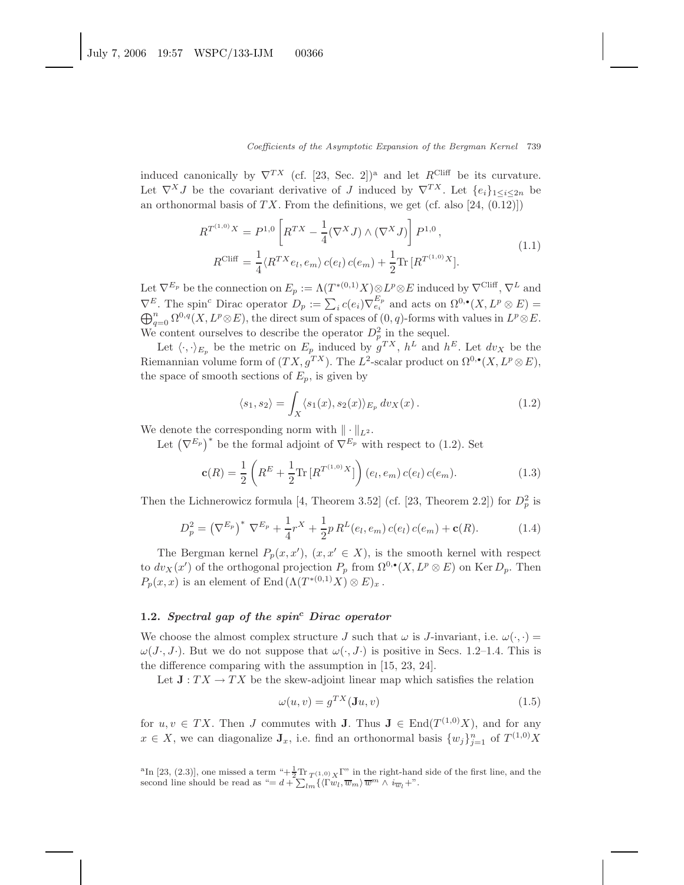induced canonically by $\nabla^{TX}$ (cf. [23, Sec. 2])[a] and let $R^{\text{Cliff}}$ be its curvature. Let $\nabla^X J$ be the covariant derivative of $J$ induced by $\nabla^{TX}$. Let $\{e_i\}_{1\le i\le 2n}$ be an orthonormal basis of $TX$. From the definitions, we get (cf. also [24, (0.12)])

$$
\begin{aligned}
R^{T^{(1,0)}X} &= P^{1,0}\left[R^{TX} - \frac{1}{4}(\nabla^X J)\wedge(\nabla^X J)\right]P^{1,0}\,,\\
R^{\text{Cliff}} &= \frac{1}{4}\langle R^{TX}e_l, e_m\rangle\, c(e_l)\, c(e_m) + \frac{1}{2}\text{Tr}\,[R^{T^{(1,0)}X}].
\end{aligned}
\tag{1.1}
$$

Let $\nabla^{E_p}$ be the connection on $E_p := \Lambda(T^{*(0,1)}X)\otimes L^p\otimes E$ induced by $\nabla^{\text{Cliff}}$, $\nabla^L$ and $\nabla^E$. The spin$^c$ Dirac operator $D_p := \sum_i c(e_i)\nabla^{E_p}_{e_i}$ and acts on $\Omega^{0,\bullet}(X, L^p\otimes E) = \bigoplus_{q=0}^n \Omega^{0,q}(X, L^p\otimes E)$, the direct sum of spaces of $(0,q)$-forms with values in $L^p\otimes E$. We content ourselves to describe the operator $D_p^2$ in the sequel.

Let $\langle\cdot,\cdot\rangle_{E_p}$ be the metric on $E_p$ induced by $g^{TX}$, $h^L$ and $h^E$. Let $dv_X$ be the Riemannian volume form of $(TX, g^{TX})$. The $L^2$-scalar product on $\Omega^{0,\bullet}(X, L^p\otimes E)$, the space of smooth sections of $E_p$, is given by

$$
\langle s_1, s_2\rangle = \int_X \langle s_1(x), s_2(x)\rangle_{E_p}\, dv_X(x)\,. \tag{1.2}
$$

We denote the corresponding norm with $\|\cdot\|_{L^2}$.

Let $\left(\nabla^{E_p}\right)^*$ be the formal adjoint of $\nabla^{E_p}$ with respect to (1.2). Set

$$
\mathbf{c}(R) = \frac{1}{2}\left(R^E + \frac{1}{2}\text{Tr}\,[R^{T^{(1,0)}X}]\right)(e_l, e_m)\, c(e_l)\, c(e_m). \tag{1.3}
$$

Then the Lichnerowicz formula [4, Theorem 3.52] (cf. [23, Theorem 2.2]) for $D_p^2$ is

$$
D_p^2 = \left(\nabla^{E_p}\right)^*\nabla^{E_p} + \frac{1}{4}r^X + \frac{1}{2}p\, R^L(e_l, e_m)\, c(e_l)\, c(e_m) + \mathbf{c}(R). \tag{1.4}
$$

The Bergman kernel $P_p(x, x')$, $(x, x'\in X)$, is the smooth kernel with respect to $dv_X(x')$ of the orthogonal projection $P_p$ from $\Omega^{0,\bullet}(X, L^p\otimes E)$ on $\operatorname{Ker} D_p$. Then $P_p(x,x)$ is an element of $\operatorname{End}(\Lambda(T^{*(0,1)}X)\otimes E)_x$.

### 1.2. *Spectral gap of the spin$^c$ Dirac operator*

We choose the almost complex structure $J$ such that $\omega$ is $J$-invariant, i.e. $\omega(\cdot,\cdot) = \omega(J\cdot, J\cdot)$. But we do not suppose that $\omega(\cdot, J\cdot)$ is positive in Secs. 1.2–1.4. This is the difference comparing with the assumption in [15, 23, 24].

Let $\mathbf{J}: TX\to TX$ be the skew-adjoint linear map which satisfies the relation

$$
\omega(u, v) = g^{TX}(\mathbf{J}u, v) \tag{1.5}
$$

for $u, v\in TX$. Then $J$ commutes with $\mathbf{J}$. Thus $\mathbf{J}\in\operatorname{End}(T^{(1,0)}X)$, and for any $x\in X$, we can diagonalize $\mathbf{J}_x$, i.e. find an orthonormal basis $\{w_j\}_{j=1}^n$ of $T^{(1,0)}X$

[a] In [23, (2.3)], one missed a term "$+\frac{1}{2}\text{Tr}_{T^{(1,0)}X}\Gamma$" in the right-hand side of the first line, and the second line should be read as "$= d + \sum_{lm}\{\langle\Gamma w_l, \overline{w}_m\rangle\,\overline{w}^m\wedge i_{\overline{w}_l} +$".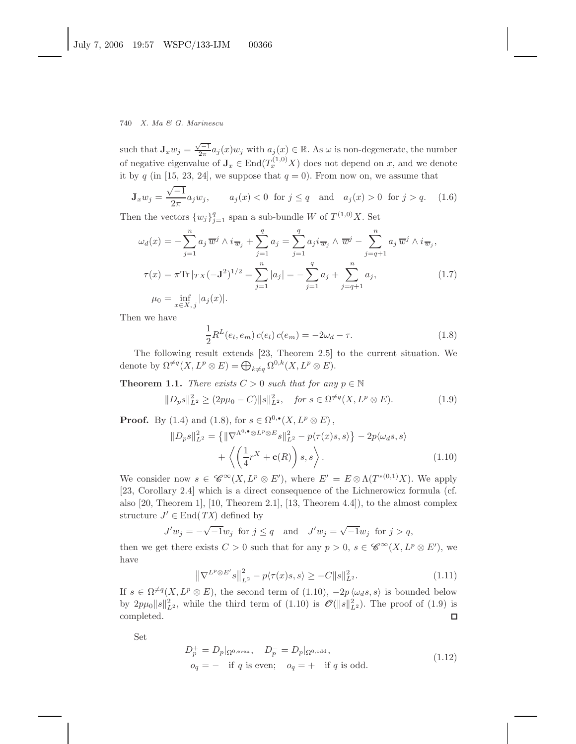such that $\mathbf{J}_x w_j = \frac{\sqrt{-1}}{2\pi} a_j(x) w_j$ with $a_j(x) \in \mathbb{R}$. As $\omega$ is non-degenerate, the number of negative eigenvalue of $\mathbf{J}_x \in \operatorname{End}(T_x^{(1,0)}X)$ does not depend on $x$, and we denote it by $q$ (in [15, 23, 24], we suppose that $q = 0$). From now on, we assume that

$$\mathbf{J}_x w_j = \frac{\sqrt{-1}}{2\pi} a_j w_j, \qquad a_j(x) < 0 \ \text{ for } j \leq q \quad \text{and} \quad a_j(x) > 0 \ \text{ for } j > q. \tag{1.6}$$

Then the vectors $\{w_j\}_{j=1}^q$ span a sub-bundle $W$ of $T^{(1,0)}X$. Set

$$\begin{aligned}
\omega_d(x) &= -\sum_{j=1}^n a_j\, \overline{w}^j \wedge i_{\overline{w}_j} + \sum_{j=1}^q a_j = \sum_{j=1}^q a_j i_{\overline{w}_j} \wedge \overline{w}^j - \sum_{j=q+1}^n a_j\, \overline{w}^j \wedge i_{\overline{w}_j}, \\
\tau(x) &= \pi \operatorname{Tr}|_{TX} (-\mathbf{J}^2)^{1/2} = \sum_{j=1}^n |a_j| = -\sum_{j=1}^q a_j + \sum_{j=q+1}^n a_j, \\
\mu_0 &= \inf_{x \in X,\, j} |a_j(x)|.
\end{aligned} \tag{1.7}$$

Then we have

$$\frac{1}{2} R^L(e_l, e_m)\, c(e_l)\, c(e_m) = -2\omega_d - \tau. \tag{1.8}$$

The following result extends [23, Theorem 2.5] to the current situation. We denote by $\Omega^{\neq q}(X, L^p \otimes E) = \bigoplus_{k \neq q} \Omega^{0,k}(X, L^p \otimes E)$.

**Theorem 1.1.** *There exists $C > 0$ such that for any $p \in \mathbb{N}$*

$$\|D_p s\|_{L^2}^2 \geq (2p\mu_0 - C)\|s\|_{L^2}^2, \quad \textit{for } s \in \Omega^{\neq q}(X, L^p \otimes E). \tag{1.9}$$

**Proof.** By (1.4) and (1.8), for $s \in \Omega^{0,\bullet}(X, L^p \otimes E)$,

$$\begin{aligned}
\|D_p s\|_{L^2}^2 = \big\{ \|\nabla^{\Lambda^{0,\bullet} \otimes L^p \otimes E} s\|_{L^2}^2 - p\langle \tau(x) s, s\rangle \big\} - 2p\langle \omega_d s, s\rangle \\
+ \left\langle \left( \frac{1}{4} r^X + \mathbf{c}(R) \right) s, s \right\rangle.
\end{aligned} \tag{1.10}$$

We consider now $s \in \mathscr{C}^\infty(X, L^p \otimes E')$, where $E' = E \otimes \Lambda(T^{*(0,1)}X)$. We apply [23, Corollary 2.4] which is a direct consequence of the Lichnerowicz formula (cf. also [20, Theorem 1], [10, Theorem 2.1], [13, Theorem 4.4]), to the almost complex structure $J' \in \operatorname{End}(TX)$ defined by

$$J' w_j = -\sqrt{-1} w_j \ \text{ for } j \leq q \quad \text{and} \quad J' w_j = \sqrt{-1} w_j \ \text{ for } j > q,$$

then we get there exists $C > 0$ such that for any $p > 0$, $s \in \mathscr{C}^\infty(X, L^p \otimes E')$, we have

$$\left\| \nabla^{L^p \otimes E'} s \right\|_{L^2}^2 - p\langle \tau(x) s, s\rangle \geq -C\|s\|_{L^2}^2. \tag{1.11}$$

If $s \in \Omega^{\neq q}(X, L^p \otimes E)$, the second term of (1.10), $-2p\langle \omega_d s, s\rangle$ is bounded below by $2p\mu_0\|s\|_{L^2}^2$, while the third term of (1.10) is $\mathscr{O}(\|s\|_{L^2}^2)$. The proof of (1.9) is completed. $\square$

Set

$$\begin{aligned}
&D_p^+ = D_p|_{\Omega^{0,\text{even}}}, \quad D_p^- = D_p|_{\Omega^{0,\text{odd}}}, \\
&o_q = - \quad \text{if } q \text{ is even}; \quad o_q = + \quad \text{if } q \text{ is odd}.
\end{aligned} \tag{1.12}$$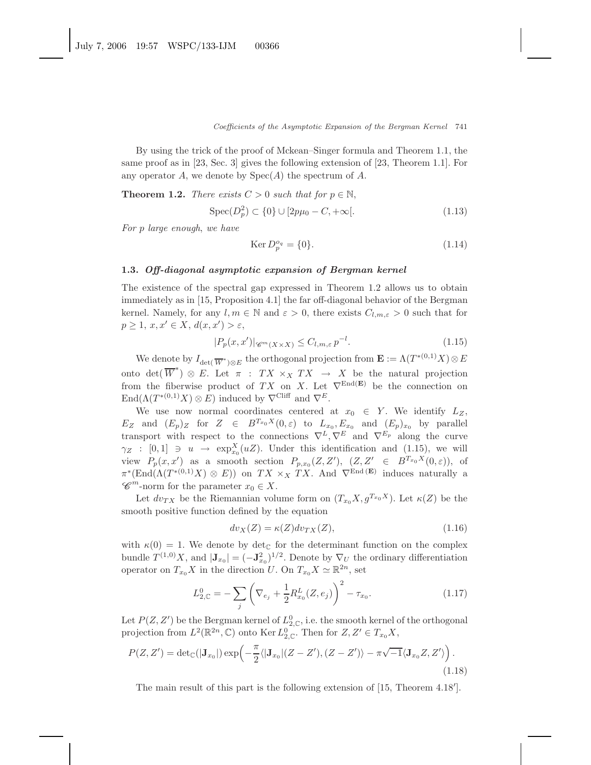By using the trick of the proof of Mckean–Singer formula and Theorem 1.1, the same proof as in [23, Sec. 3] gives the following extension of [23, Theorem 1.1]. For any operator $A$, we denote by $\mathrm{Spec}(A)$ the spectrum of $A$.

**Theorem 1.2.** *There exists $C > 0$ such that for $p \in \mathbb{N}$,*

$$\mathrm{Spec}(D_p^2) \subset \{0\} \cup [2p\mu_0 - C, +\infty[. \tag{1.13}$$

*For $p$ large enough, we have*

$$\mathrm{Ker}\, D_p^{o_q} = \{0\}. \tag{1.14}$$

### 1.3. *Off-diagonal asymptotic expansion of Bergman kernel*

The existence of the spectral gap expressed in Theorem 1.2 allows us to obtain immediately as in [15, Proposition 4.1] the far off-diagonal behavior of the Bergman kernel. Namely, for any $l, m \in \mathbb{N}$ and $\varepsilon > 0$, there exists $C_{l,m,\varepsilon} > 0$ such that for $p \geq 1$, $x, x' \in X$, $d(x, x') > \varepsilon$,

$$|P_p(x, x')|_{\mathscr{C}^m(X\times X)} \leq C_{l,m,\varepsilon}\, p^{-l}. \tag{1.15}$$

We denote by $I_{\det(\overline{W}^*)\otimes E}$ the orthogonal projection from $\mathbf{E} := \Lambda(T^{*(0,1)}X) \otimes E$ onto $\det(\overline{W}^*) \otimes E$. Let $\pi : TX \times_X TX \to X$ be the natural projection from the fiberwise product of $TX$ on $X$. Let $\nabla^{\mathrm{End}(\mathbf{E})}$ be the connection on $\mathrm{End}(\Lambda(T^{*(0,1)}X) \otimes E)$ induced by $\nabla^{\mathrm{Cliff}}$ and $\nabla^E$.

We use now normal coordinates centered at $x_0 \in Y$. We identify $L_Z$, $E_Z$ and $(E_p)_Z$ for $Z \in B^{T_{x_0}X}(0, \varepsilon)$ to $L_{x_0}, E_{x_0}$ and $(E_p)_{x_0}$ by parallel transport with respect to the connections $\nabla^L, \nabla^E$ and $\nabla^{E_p}$ along the curve $\gamma_Z : [0, 1] \ni u \to \exp^X_{x_0}(uZ)$. Under this identification and (1.15), we will view $P_p(x, x')$ as a smooth section $P_{p,x_0}(Z, Z')$, $(Z, Z' \in B^{T_{x_0}X}(0, \varepsilon))$, of $\pi^*(\mathrm{End}(\Lambda(T^{*(0,1)}X) \otimes E))$ on $TX \times_X TX$. And $\nabla^{\mathrm{End}\,(\mathbf{E})}$ induces naturally a $\mathscr{C}^m$-norm for the parameter $x_0 \in X$.

Let $dv_{TX}$ be the Riemannian volume form on $(T_{x_0}X, g^{T_{x_0}X})$. Let $\kappa(Z)$ be the smooth positive function defined by the equation

$$dv_X(Z) = \kappa(Z) dv_{TX}(Z), \tag{1.16}$$

with $\kappa(0) = 1$. We denote by $\det_{\mathbb{C}}$ for the determinant function on the complex bundle $T^{(1,0)}X$, and $|\mathbf{J}_{x_0}| = (-\mathbf{J}^2_{x_0})^{1/2}$. Denote by $\nabla_U$ the ordinary differentiation operator on $T_{x_0}X$ in the direction $U$. On $T_{x_0}X \simeq \mathbb{R}^{2n}$, set

$$L^0_{2,\mathbb{C}} = -\sum_j \left(\nabla_{e_j} + \frac{1}{2} R^L_{x_0}(Z, e_j)\right)^2 - \tau_{x_0}. \tag{1.17}$$

Let $P(Z, Z')$ be the Bergman kernel of $L^0_{2,\mathbb{C}}$, i.e. the smooth kernel of the orthogonal projection from $L^2(\mathbb{R}^{2n}, \mathbb{C})$ onto $\mathrm{Ker}\, L^0_{2,\mathbb{C}}$. Then for $Z, Z' \in T_{x_0}X$,

$$P(Z, Z') = \det_{\mathbb{C}}(|\mathbf{J}_{x_0}|) \exp\Big(-\frac{\pi}{2}\langle |\mathbf{J}_{x_0}|(Z - Z'), (Z - Z')\rangle - \pi\sqrt{-1}\langle \mathbf{J}_{x_0} Z, Z'\rangle\Big). \tag{1.18}$$

The main result of this part is the following extension of [15, Theorem 4.18′].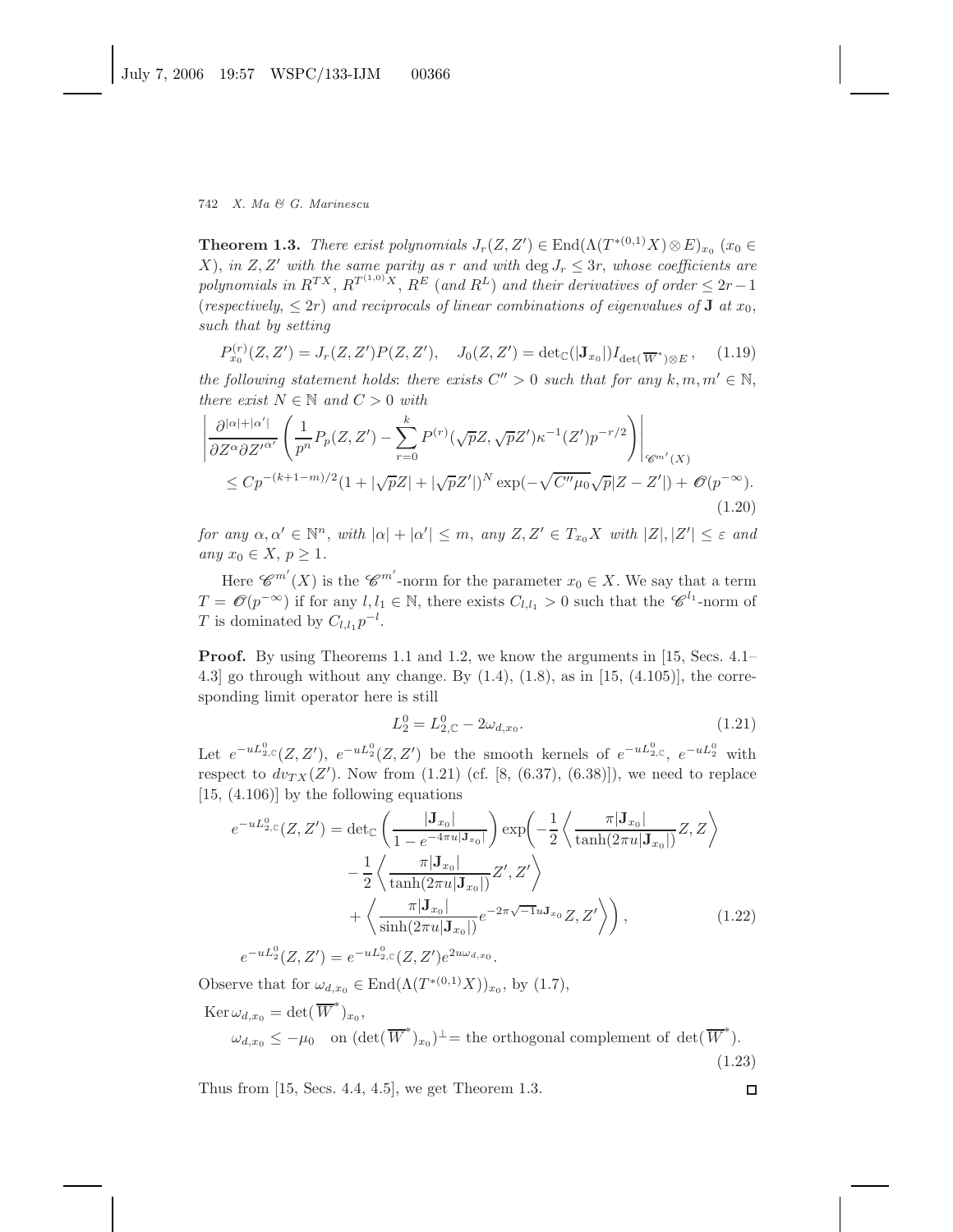**Theorem 1.3.** *There exist polynomials $J_r(Z, Z') \in \mathrm{End}(\Lambda(T^{*(0,1)}X) \otimes E)_{x_0}$ ($x_0 \in X$), in $Z, Z'$ with the same parity as $r$ and with $\deg J_r \leq 3r$, whose coefficients are polynomials in $R^{TX}$, $R^{T^{(1,0)}X}$, $R^E$ (and $R^L$) and their derivatives of order $\leq 2r - 1$ (respectively, $\leq 2r$) and reciprocals of linear combinations of eigenvalues of $\mathbf{J}$ at $x_0$, such that by setting*

$$P^{(r)}_{x_0}(Z, Z') = J_r(Z, Z')P(Z, Z'), \quad J_0(Z, Z') = \det{}_{\mathbb{C}}(|\mathbf{J}_{x_0}|)I_{\det(\overline{W}^*)\otimes E}, \tag{1.19}$$

*the following statement holds: there exists $C'' > 0$ such that for any $k, m, m' \in \mathbb{N}$, there exist $N \in \mathbb{N}$ and $C > 0$ with*

$$\left| \frac{\partial^{|\alpha|+|\alpha'|}}{\partial Z^\alpha \partial Z'^{\alpha'}} \left( \frac{1}{p^n} P_p(Z, Z') - \sum_{r=0}^{k} P^{(r)}(\sqrt{p}Z, \sqrt{p}Z')\kappa^{-1}(Z')p^{-r/2} \right) \right|_{\mathscr{C}^{m'}(X)}$$
$$\leq Cp^{-(k+1-m)/2}(1 + |\sqrt{p}Z| + |\sqrt{p}Z'|)^N \exp(-\sqrt{C''\mu_0}\sqrt{p}|Z - Z'|) + \mathscr{O}(p^{-\infty}). \tag{1.20}$$

*for any $\alpha, \alpha' \in \mathbb{N}^n$, with $|\alpha| + |\alpha'| \leq m$, any $Z, Z' \in T_{x_0}X$ with $|Z|, |Z'| \leq \varepsilon$ and any $x_0 \in X$, $p \geq 1$.*

Here $\mathscr{C}^{m'}(X)$ is the $\mathscr{C}^{m'}$-norm for the parameter $x_0 \in X$. We say that a term $T = \mathscr{O}(p^{-\infty})$ if for any $l, l_1 \in \mathbb{N}$, there exists $C_{l,l_1} > 0$ such that the $\mathscr{C}^{l_1}$-norm of $T$ is dominated by $C_{l,l_1}p^{-l}$.

**Proof.** By using Theorems 1.1 and 1.2, we know the arguments in [15, Secs. 4.1–4.3] go through without any change. By (1.4), (1.8), as in [15, (4.105)], the corresponding limit operator here is still

$$L^0_2 = L^0_{2,\mathbb{C}} - 2\omega_{d,x_0}. \tag{1.21}$$

Let $e^{-uL^0_{2,\mathbb{C}}}(Z, Z')$, $e^{-uL^0_2}(Z, Z')$ be the smooth kernels of $e^{-uL^0_{2,\mathbb{C}}}$, $e^{-uL^0_2}$ with respect to $dv_{TX}(Z')$. Now from (1.21) (cf. [8, (6.37), (6.38)]), we need to replace [15, (4.106)] by the following equations

$$\begin{aligned}
e^{-uL^0_{2,\mathbb{C}}}(Z, Z') = \det{}_{\mathbb{C}}\left( \frac{|\mathbf{J}_{x_0}|}{1 - e^{-4\pi u|\mathbf{J}_{x_0}|}} \right) \exp\bigg( &-\frac{1}{2}\left\langle \frac{\pi|\mathbf{J}_{x_0}|}{\tanh(2\pi u|\mathbf{J}_{x_0}|)} Z, Z \right\rangle \\
&- \frac{1}{2}\left\langle \frac{\pi|\mathbf{J}_{x_0}|}{\tanh(2\pi u|\mathbf{J}_{x_0}|)} Z', Z' \right\rangle \\
&+ \left\langle \frac{\pi|\mathbf{J}_{x_0}|}{\sinh(2\pi u|\mathbf{J}_{x_0}|)} e^{-2\pi\sqrt{-1}u\mathbf{J}_{x_0}} Z, Z' \right\rangle \bigg),
\end{aligned} \tag{1.22}$$

$$e^{-uL^0_2}(Z, Z') = e^{-uL^0_{2,\mathbb{C}}}(Z, Z')e^{2u\omega_{d,x_0}}.$$

Observe that for $\omega_{d,x_0} \in \mathrm{End}(\Lambda(T^{*(0,1)}X))_{x_0}$, by (1.7),

$$\begin{aligned}
&\mathrm{Ker}\,\omega_{d,x_0} = \det(\overline{W}^*)_{x_0}, \\
&\omega_{d,x_0} \leq -\mu_0 \quad \text{on } (\det(\overline{W}^*)_{x_0})^\perp = \text{the orthogonal complement of } \det(\overline{W}^*).
\end{aligned} \tag{1.23}$$

Thus from [15, Secs. 4.4, 4.5], we get Theorem 1.3. $\square$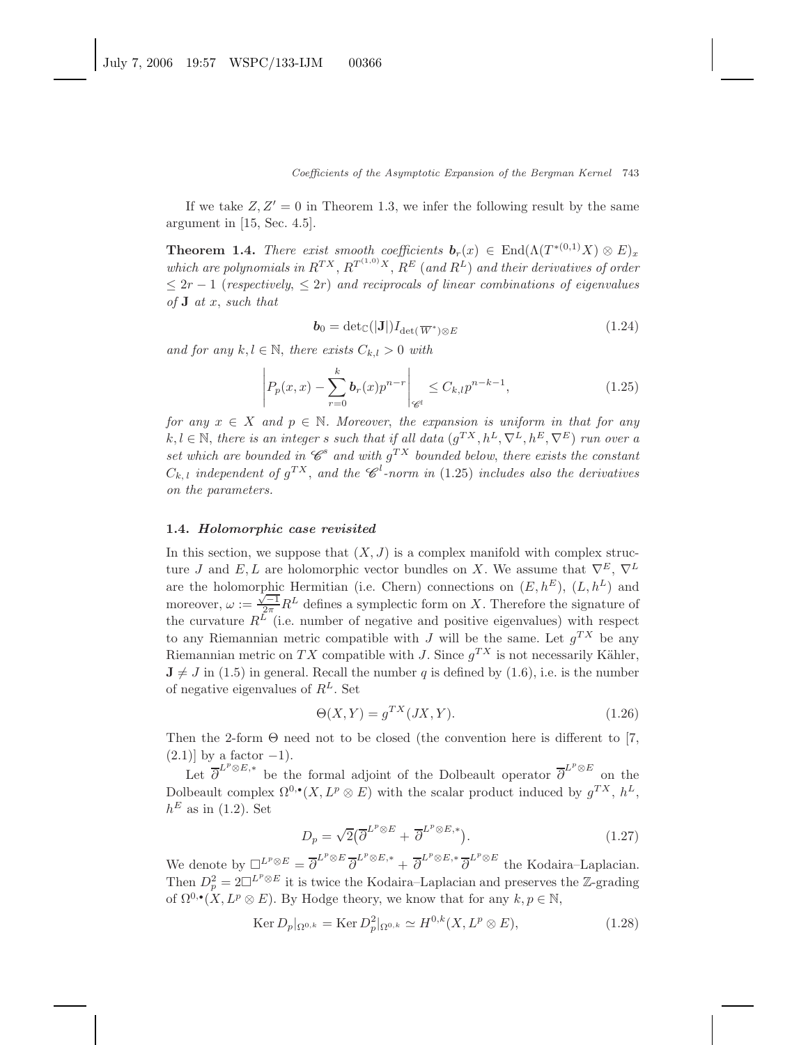If we take $Z, Z' = 0$ in Theorem 1.3, we infer the following result by the same argument in [15, Sec. 4.5].

**Theorem 1.4.** *There exist smooth coefficients $\boldsymbol{b}_r(x) \in \operatorname{End}(\Lambda(T^{*(0,1)}X) \otimes E)_x$ which are polynomials in $R^{TX}$, $R^{T^{(1,0)}X}$, $R^E$ (and $R^L$) and their derivatives of order $\leq 2r - 1$ (respectively, $\leq 2r$) and reciprocals of linear combinations of eigenvalues of $\mathbf{J}$ at $x$, such that*

$$\boldsymbol{b}_0 = \det{}_{\mathbb{C}}(|\mathbf{J}|) I_{\det(\overline{W}^*)\otimes E} \tag{1.24}$$

*and for any $k, l \in \mathbb{N}$, there exists $C_{k,l} > 0$ with*

$$\left| P_p(x, x) - \sum_{r=0}^{k} \boldsymbol{b}_r(x) p^{n-r} \right|_{\mathscr{C}^l} \leq C_{k,l} p^{n-k-1}, \tag{1.25}$$

*for any $x \in X$ and $p \in \mathbb{N}$. Moreover, the expansion is uniform in that for any $k, l \in \mathbb{N}$, there is an integer $s$ such that if all data $(g^{TX}, h^L, \nabla^L, h^E, \nabla^E)$ run over a set which are bounded in $\mathscr{C}^s$ and with $g^{TX}$ bounded below, there exists the constant $C_{k,\,l}$ independent of $g^{TX}$, and the $\mathscr{C}^l$-norm in (1.25) includes also the derivatives on the parameters.*

### 1.4. *Holomorphic case revisited*

In this section, we suppose that $(X, J)$ is a complex manifold with complex structure $J$ and $E, L$ are holomorphic vector bundles on $X$. We assume that $\nabla^E$, $\nabla^L$ are the holomorphic Hermitian (i.e. Chern) connections on $(E, h^E)$, $(L, h^L)$ and moreover, $\omega := \frac{\sqrt{-1}}{2\pi} R^L$ defines a symplectic form on $X$. Therefore the signature of the curvature $R^L$ (i.e. number of negative and positive eigenvalues) with respect to any Riemannian metric compatible with $J$ will be the same. Let $g^{TX}$ be any Riemannian metric on $TX$ compatible with $J$. Since $g^{TX}$ is not necessarily Kähler, $\mathbf{J} \neq J$ in (1.5) in general. Recall the number $q$ is defined by (1.6), i.e. is the number of negative eigenvalues of $R^L$. Set

$$\Theta(X, Y) = g^{TX}(JX, Y). \tag{1.26}$$

Then the 2-form $\Theta$ need not to be closed (the convention here is different to [7, (2.1)] by a factor $-1$).

Let $\overline{\partial}^{L^p\otimes E,*}$ be the formal adjoint of the Dolbeault operator $\overline{\partial}^{L^p\otimes E}$ on the Dolbeault complex $\Omega^{0,\bullet}(X, L^p \otimes E)$ with the scalar product induced by $g^{TX}$, $h^L$, $h^E$ as in (1.2). Set

$$D_p = \sqrt{2}\big(\overline{\partial}^{L^p\otimes E} + \overline{\partial}^{L^p\otimes E,*}\big). \tag{1.27}$$

We denote by $\square^{L^p\otimes E} = \overline{\partial}^{L^p\otimes E}\,\overline{\partial}^{L^p\otimes E,*} + \overline{\partial}^{L^p\otimes E,*}\,\overline{\partial}^{L^p\otimes E}$ the Kodaira–Laplacian. Then $D_p^2 = 2\square^{L^p\otimes E}$ it is twice the Kodaira–Laplacian and preserves the $\mathbb{Z}$-grading of $\Omega^{0,\bullet}(X, L^p \otimes E)$. By Hodge theory, we know that for any $k, p \in \mathbb{N}$,

$$\operatorname{Ker} D_p|_{\Omega^{0,k}} = \operatorname{Ker} D_p^2|_{\Omega^{0,k}} \simeq H^{0,k}(X, L^p \otimes E), \tag{1.28}$$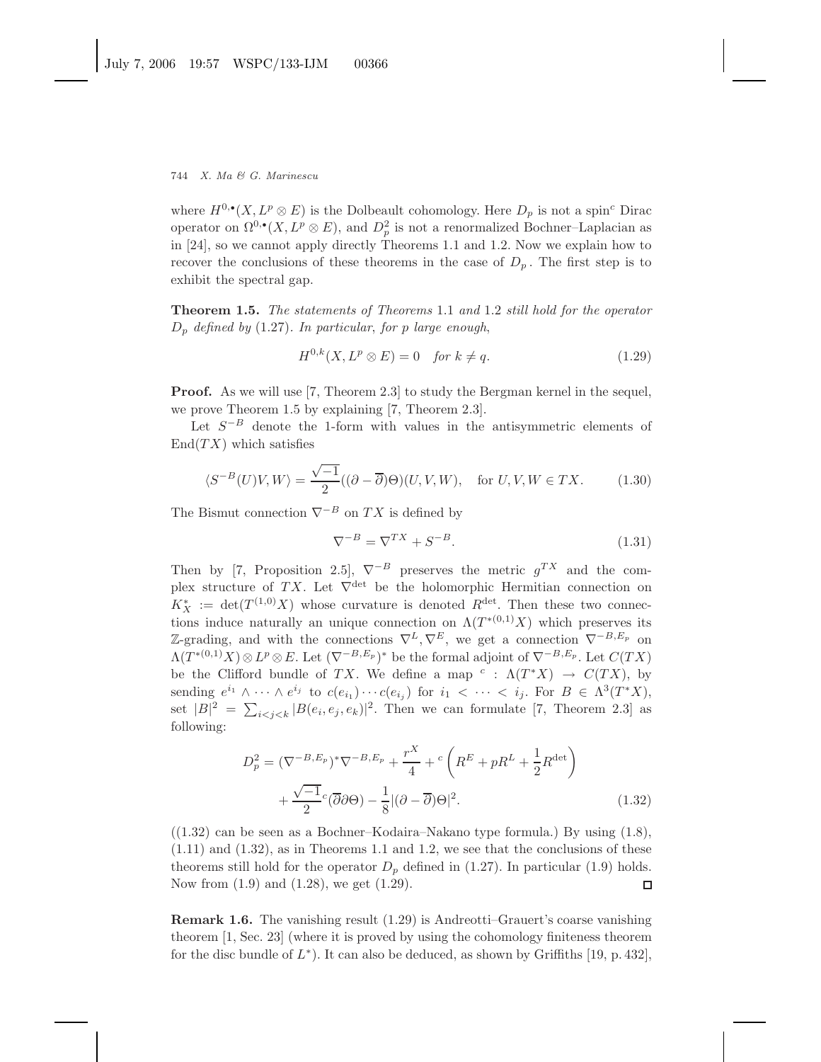where $H^{0,\bullet}(X, L^p \otimes E)$ is the Dolbeault cohomology. Here $D_p$ is not a spin$^c$ Dirac operator on $\Omega^{0,\bullet}(X, L^p \otimes E)$, and $D_p^2$ is not a renormalized Bochner–Laplacian as in [24], so we cannot apply directly Theorems 1.1 and 1.2. Now we explain how to recover the conclusions of these theorems in the case of $D_p$. The first step is to exhibit the spectral gap.

**Theorem 1.5.** *The statements of Theorems* 1.1 *and* 1.2 *still hold for the operator* $D_p$ *defined by* (1.27). *In particular, for p large enough,*

$$H^{0,k}(X, L^p \otimes E) = 0 \quad \textit{for } k \neq q. \tag{1.29}$$

**Proof.** As we will use [7, Theorem 2.3] to study the Bergman kernel in the sequel, we prove Theorem 1.5 by explaining [7, Theorem 2.3].

Let $S^{-B}$ denote the 1-form with values in the antisymmetric elements of $\mathrm{End}(TX)$ which satisfies

$$\langle S^{-B}(U)V, W\rangle = \frac{\sqrt{-1}}{2}((\partial - \overline{\partial})\Theta)(U, V, W), \quad \text{for } U, V, W \in TX. \tag{1.30}$$

The Bismut connection $\nabla^{-B}$ on $TX$ is defined by

$$\nabla^{-B} = \nabla^{TX} + S^{-B}. \tag{1.31}$$

Then by [7, Proposition 2.5], $\nabla^{-B}$ preserves the metric $g^{TX}$ and the complex structure of $TX$. Let $\nabla^{\det}$ be the holomorphic Hermitian connection on $K_X^* := \det(T^{(1,0)}X)$ whose curvature is denoted $R^{\det}$. Then these two connections induce naturally an unique connection on $\Lambda(T^{*(0,1)}X)$ which preserves its $\mathbb{Z}$-grading, and with the connections $\nabla^L, \nabla^E$, we get a connection $\nabla^{-B,E_p}$ on $\Lambda(T^{*(0,1)}X) \otimes L^p \otimes E$. Let $(\nabla^{-B,E_p})^*$ be the formal adjoint of $\nabla^{-B,E_p}$. Let $C(TX)$ be the Clifford bundle of $TX$. We define a map ${}^c : \Lambda(T^*X) \to C(TX)$, by sending $e^{i_1} \wedge \cdots \wedge e^{i_j}$ to $c(e_{i_1}) \cdots c(e_{i_j})$ for $i_1 < \cdots < i_j$. For $B \in \Lambda^3(T^*X)$, set $|B|^2 = \sum_{i<j<k} |B(e_i, e_j, e_k)|^2$. Then we can formulate [7, Theorem 2.3] as following:

$$\begin{aligned} D_p^2 = (\nabla^{-B,E_p})^* \nabla^{-B,E_p} &+ \frac{r^X}{4} + {}^c\left(R^E + pR^L + \frac{1}{2}R^{\det}\right) \\ &+ \frac{\sqrt{-1}}{2}{}^c(\overline{\partial}\partial\Theta) - \frac{1}{8}|(\partial - \overline{\partial})\Theta|^2. \end{aligned} \tag{1.32}$$

((1.32) can be seen as a Bochner–Kodaira–Nakano type formula.) By using (1.8), (1.11) and (1.32), as in Theorems 1.1 and 1.2, we see that the conclusions of these theorems still hold for the operator $D_p$ defined in (1.27). In particular (1.9) holds. Now from (1.9) and (1.28), we get (1.29). $\square$

**Remark 1.6.** The vanishing result (1.29) is Andreotti–Grauert's coarse vanishing theorem [1, Sec. 23] (where it is proved by using the cohomology finiteness theorem for the disc bundle of $L^*$). It can also be deduced, as shown by Griffiths [19, p. 432],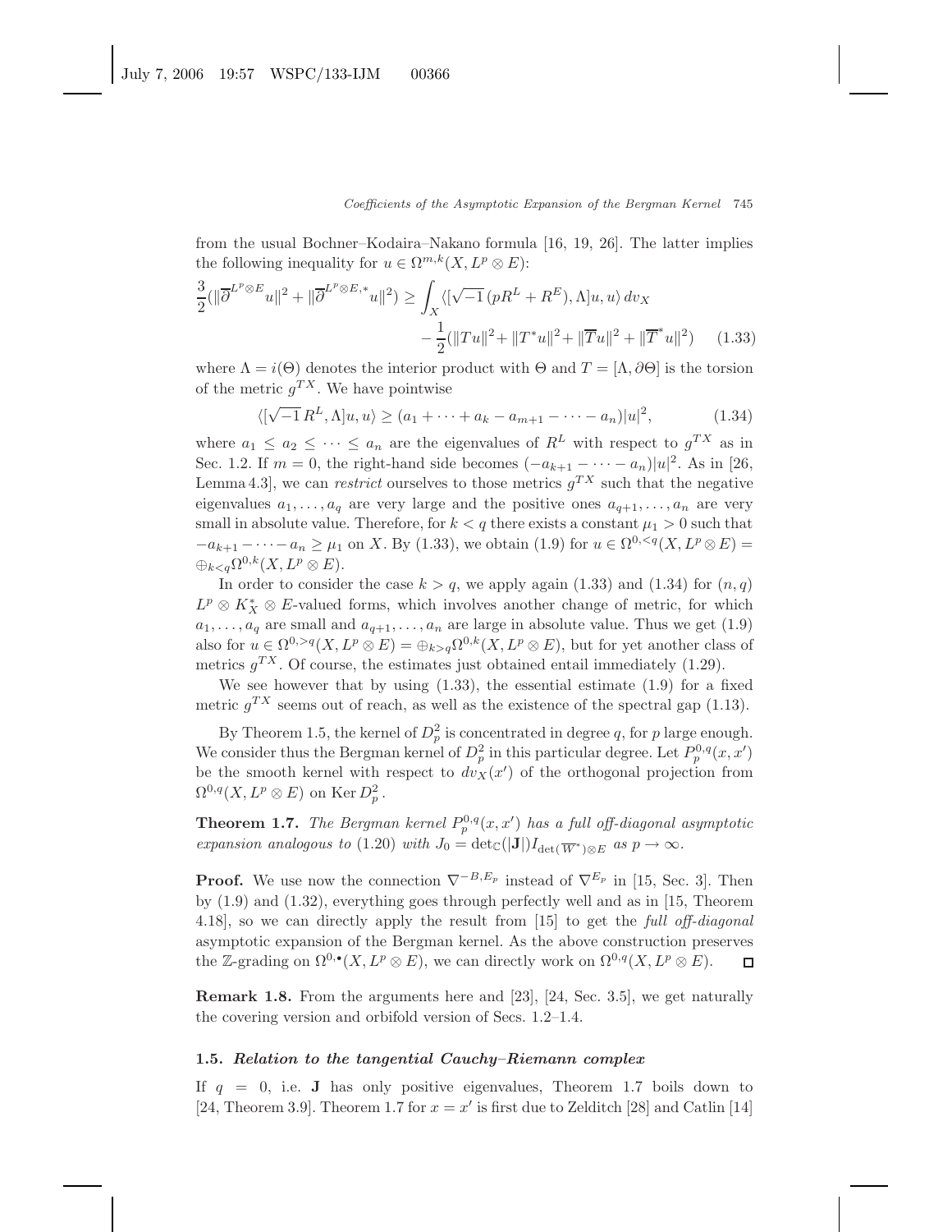from the usual Bochner–Kodaira–Nakano formula [16, 19, 26]. The latter implies the following inequality for $u \in \Omega^{m,k}(X, L^p \otimes E)$:

$$\frac{3}{2}(\|\overline{\partial}^{L^p\otimes E}u\|^2 + \|\overline{\partial}^{L^p\otimes E,*}u\|^2) \geq \int_X \langle[\sqrt{-1}\,(pR^L + R^E), \Lambda]u, u\rangle\, dv_X - \frac{1}{2}(\|Tu\|^2 + \|T^*u\|^2 + \|\overline{T}u\|^2 + \|\overline{T}^*u\|^2) \tag{1.33}$$

where $\Lambda = i(\Theta)$ denotes the interior product with $\Theta$ and $T = [\Lambda, \partial\Theta]$ is the torsion of the metric $g^{TX}$. We have pointwise

$$\langle[\sqrt{-1}\,R^L, \Lambda]u, u\rangle \geq (a_1 + \cdots + a_k - a_{m+1} - \cdots - a_n)|u|^2, \tag{1.34}$$

where $a_1 \leq a_2 \leq \cdots \leq a_n$ are the eigenvalues of $R^L$ with respect to $g^{TX}$ as in Sec. 1.2. If $m = 0$, the right-hand side becomes $(-a_{k+1} - \cdots - a_n)|u|^2$. As in [26, Lemma 4.3], we can *restrict* ourselves to those metrics $g^{TX}$ such that the negative eigenvalues $a_1, \ldots, a_q$ are very large and the positive ones $a_{q+1}, \ldots, a_n$ are very small in absolute value. Therefore, for $k < q$ there exists a constant $\mu_1 > 0$ such that $-a_{k+1} - \cdots - a_n \geq \mu_1$ on $X$. By (1.33), we obtain (1.9) for $u \in \Omega^{0,<q}(X, L^p \otimes E) = \oplus_{k<q}\Omega^{0,k}(X, L^p \otimes E)$.

In order to consider the case $k > q$, we apply again (1.33) and (1.34) for $(n, q)$ $L^p \otimes K_X^* \otimes E$-valued forms, which involves another change of metric, for which $a_1, \ldots, a_q$ are small and $a_{q+1}, \ldots, a_n$ are large in absolute value. Thus we get (1.9) also for $u \in \Omega^{0,>q}(X, L^p \otimes E) = \oplus_{k>q}\Omega^{0,k}(X, L^p \otimes E)$, but for yet another class of metrics $g^{TX}$. Of course, the estimates just obtained entail immediately (1.29).

We see however that by using (1.33), the essential estimate (1.9) for a fixed metric $g^{TX}$ seems out of reach, as well as the existence of the spectral gap (1.13).

By Theorem 1.5, the kernel of $D_p^2$ is concentrated in degree $q$, for $p$ large enough. We consider thus the Bergman kernel of $D_p^2$ in this particular degree. Let $P_p^{0,q}(x, x')$ be the smooth kernel with respect to $dv_X(x')$ of the orthogonal projection from $\Omega^{0,q}(X, L^p \otimes E)$ on $\operatorname{Ker} D_p^2$.

**Theorem 1.7.** *The Bergman kernel $P_p^{0,q}(x, x')$ has a full off-diagonal asymptotic expansion analogous to (1.20) with $J_0 = \det_{\mathbb{C}}(|\mathbf{J}|)I_{\det(\overline{W}^*)\otimes E}$ as $p \to \infty$.*

**Proof.** We use now the connection $\nabla^{-B,E_p}$ instead of $\nabla^{E_p}$ in [15, Sec. 3]. Then by (1.9) and (1.32), everything goes through perfectly well and as in [15, Theorem 4.18], so we can directly apply the result from [15] to get the *full off-diagonal* asymptotic expansion of the Bergman kernel. As the above construction preserves the $\mathbb{Z}$-grading on $\Omega^{0,\bullet}(X, L^p \otimes E)$, we can directly work on $\Omega^{0,q}(X, L^p \otimes E)$. □

**Remark 1.8.** From the arguments here and [23], [24, Sec. 3.5], we get naturally the covering version and orbifold version of Secs. 1.2–1.4.

### 1.5. *Relation to the tangential Cauchy–Riemann complex*

If $q = 0$, i.e. $\mathbf{J}$ has only positive eigenvalues, Theorem 1.7 boils down to [24, Theorem 3.9]. Theorem 1.7 for $x = x'$ is first due to Zelditch [28] and Catlin [14]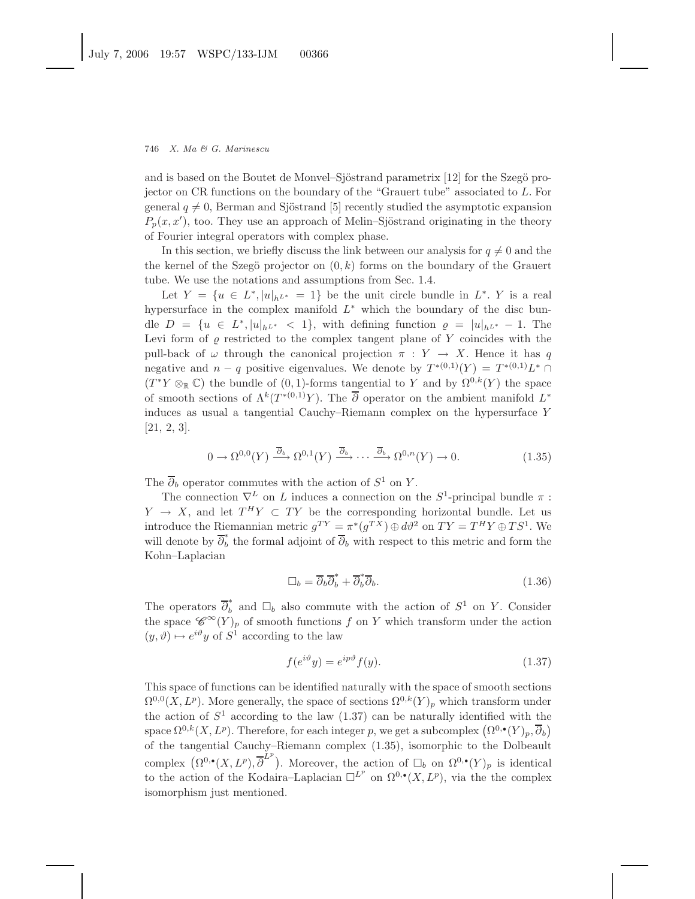and is based on the Boutet de Monvel–Sjöstrand parametrix [12] for the Szegö projector on CR functions on the boundary of the "Grauert tube" associated to $L$. For general $q \neq 0$, Berman and Sjöstrand [5] recently studied the asymptotic expansion $P_p(x, x')$, too. They use an approach of Melin–Sjöstrand originating in the theory of Fourier integral operators with complex phase.

In this section, we briefly discuss the link between our analysis for $q \neq 0$ and the the kernel of the Szegö projector on $(0, k)$ forms on the boundary of the Grauert tube. We use the notations and assumptions from Sec. 1.4.

Let $Y = \{u \in L^*, |u|_{h^{L^*}} = 1\}$ be the unit circle bundle in $L^*$. $Y$ is a real hypersurface in the complex manifold $L^*$ which the boundary of the disc bundle $D = \{u \in L^*, |u|_{h^{L^*}} < 1\}$, with defining function $\varrho = |u|_{h^{L^*}} - 1$. The Levi form of $\varrho$ restricted to the complex tangent plane of $Y$ coincides with the pull-back of $\omega$ through the canonical projection $\pi : Y \to X$. Hence it has $q$ negative and $n - q$ positive eigenvalues. We denote by $T^{*(0,1)}(Y) = T^{*(0,1)}L^* \cap (T^*Y \otimes_{\mathbb{R}} \mathbb{C})$ the bundle of $(0, 1)$-forms tangential to $Y$ and by $\Omega^{0,k}(Y)$ the space of smooth sections of $\Lambda^k(T^{*(0,1)}Y)$. The $\overline{\partial}$ operator on the ambient manifold $L^*$ induces as usual a tangential Cauchy–Riemann complex on the hypersurface $Y$ [21, 2, 3].

$$0 \to \Omega^{0,0}(Y) \xrightarrow{\overline{\partial}_b} \Omega^{0,1}(Y) \xrightarrow{\overline{\partial}_b} \cdots \xrightarrow{\overline{\partial}_b} \Omega^{0,n}(Y) \to 0. \tag{1.35}$$

The $\overline{\partial}_b$ operator commutes with the action of $S^1$ on $Y$.

The connection $\nabla^L$ on $L$ induces a connection on the $S^1$-principal bundle $\pi : Y \to X$, and let $T^HY \subset TY$ be the corresponding horizontal bundle. Let us introduce the Riemannian metric $g^{TY} = \pi^*(g^{TX}) \oplus d\vartheta^2$ on $TY = T^HY \oplus TS^1$. We will denote by $\overline{\partial}_b^*$ the formal adjoint of $\overline{\partial}_b$ with respect to this metric and form the Kohn–Laplacian

$$\square_b = \overline{\partial}_b \overline{\partial}_b^* + \overline{\partial}_b^* \overline{\partial}_b. \tag{1.36}$$

The operators $\overline{\partial}_b^*$ and $\square_b$ also commute with the action of $S^1$ on $Y$. Consider the space $\mathscr{C}^\infty(Y)_p$ of smooth functions $f$ on $Y$ which transform under the action $(y, \vartheta) \mapsto e^{i\vartheta}y$ of $S^1$ according to the law

$$f(e^{i\vartheta}y) = e^{ip\vartheta}f(y). \tag{1.37}$$

This space of functions can be identified naturally with the space of smooth sections $\Omega^{0,0}(X, L^p)$. More generally, the space of sections $\Omega^{0,k}(Y)_p$ which transform under the action of $S^1$ according to the law (1.37) can be naturally identified with the space $\Omega^{0,k}(X, L^p)$. Therefore, for each integer $p$, we get a subcomplex $\left(\Omega^{0,\bullet}(Y)_p, \overline{\partial}_b\right)$ of the tangential Cauchy–Riemann complex (1.35), isomorphic to the Dolbeault complex $\left(\Omega^{0,\bullet}(X, L^p), \overline{\partial}^{L^p}\right)$. Moreover, the action of $\square_b$ on $\Omega^{0,\bullet}(Y)_p$ is identical to the action of the Kodaira–Laplacian $\square^{L^p}$ on $\Omega^{0,\bullet}(X, L^p)$, via the the complex isomorphism just mentioned.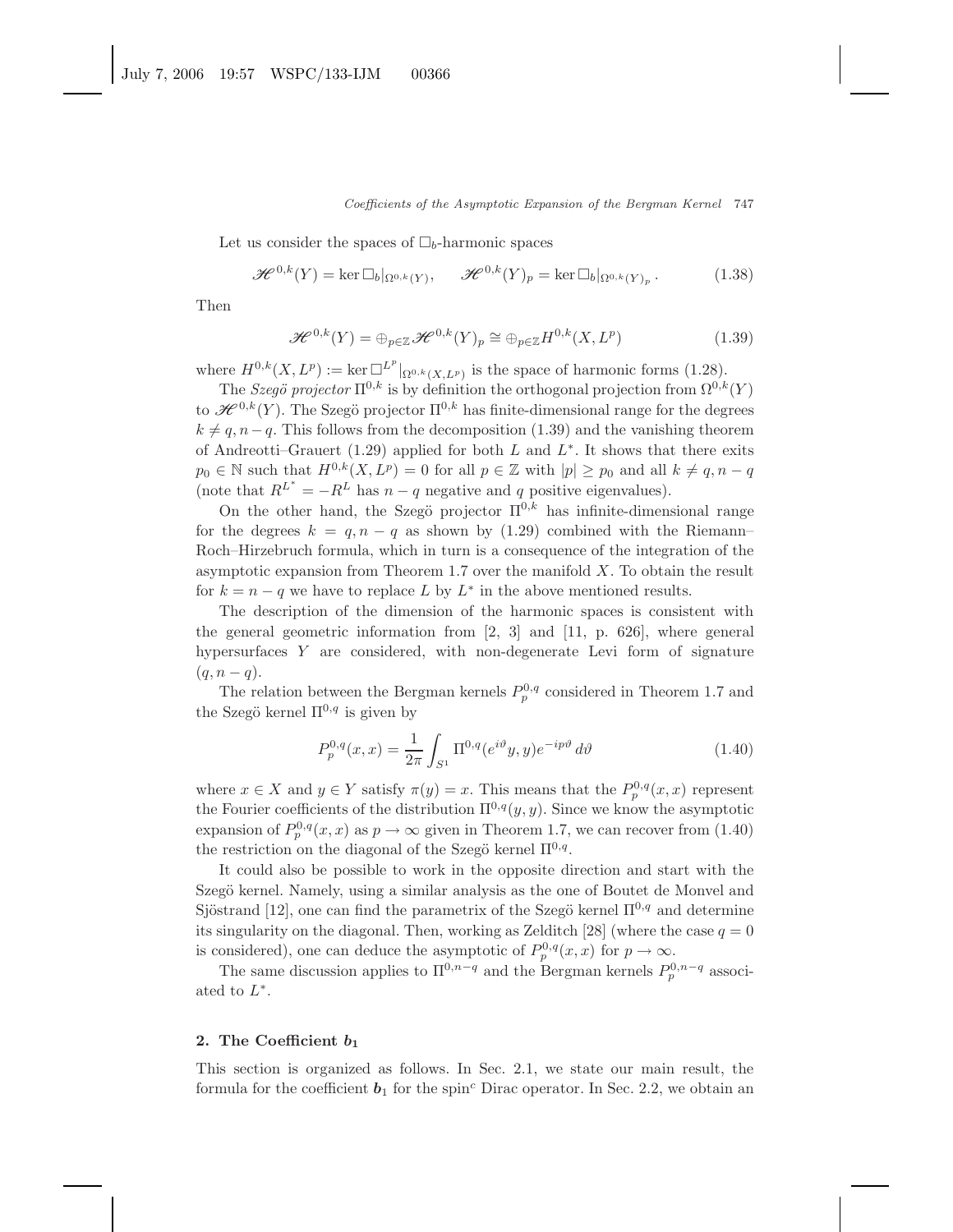Let us consider the spaces of $\Box_b$-harmonic spaces

$$\mathscr{H}^{0,k}(Y) = \ker \Box_b|_{\Omega^{0,k}(Y)}, \qquad \mathscr{H}^{0,k}(Y)_p = \ker \Box_b|_{\Omega^{0,k}(Y)_p}. \tag{1.38}$$

Then

$$\mathscr{H}^{0,k}(Y) = \oplus_{p\in\mathbb{Z}} \mathscr{H}^{0,k}(Y)_p \cong \oplus_{p\in\mathbb{Z}} H^{0,k}(X, L^p) \tag{1.39}$$

where $H^{0,k}(X, L^p) := \ker \Box^{L^p}|_{\Omega^{0,k}(X,L^p)}$ is the space of harmonic forms (1.28).

The *Szegö projector* $\Pi^{0,k}$ is by definition the orthogonal projection from $\Omega^{0,k}(Y)$ to $\mathscr{H}^{0,k}(Y)$. The Szegö projector $\Pi^{0,k}$ has finite-dimensional range for the degrees $k \neq q, n-q$. This follows from the decomposition (1.39) and the vanishing theorem of Andreotti–Grauert (1.29) applied for both $L$ and $L^*$. It shows that there exits $p_0 \in \mathbb{N}$ such that $H^{0,k}(X, L^p) = 0$ for all $p \in \mathbb{Z}$ with $|p| \geq p_0$ and all $k \neq q, n-q$ (note that $R^{L^*} = -R^L$ has $n-q$ negative and $q$ positive eigenvalues).

On the other hand, the Szegö projector $\Pi^{0,k}$ has infinite-dimensional range for the degrees $k = q, n-q$ as shown by (1.29) combined with the Riemann–Roch–Hirzebruch formula, which in turn is a consequence of the integration of the asymptotic expansion from Theorem 1.7 over the manifold $X$. To obtain the result for $k = n-q$ we have to replace $L$ by $L^*$ in the above mentioned results.

The description of the dimension of the harmonic spaces is consistent with the general geometric information from [2, 3] and [11, p. 626], where general hypersurfaces $Y$ are considered, with non-degenerate Levi form of signature $(q, n-q)$.

The relation between the Bergman kernels $P_p^{0,q}$ considered in Theorem 1.7 and the Szegö kernel $\Pi^{0,q}$ is given by

$$P_p^{0,q}(x,x) = \frac{1}{2\pi} \int_{S^1} \Pi^{0,q}(e^{i\vartheta}y, y) e^{-ip\vartheta} \, d\vartheta \tag{1.40}$$

where $x \in X$ and $y \in Y$ satisfy $\pi(y) = x$. This means that the $P_p^{0,q}(x,x)$ represent the Fourier coefficients of the distribution $\Pi^{0,q}(y,y)$. Since we know the asymptotic expansion of $P_p^{0,q}(x,x)$ as $p \to \infty$ given in Theorem 1.7, we can recover from (1.40) the restriction on the diagonal of the Szegö kernel $\Pi^{0,q}$.

It could also be possible to work in the opposite direction and start with the Szegö kernel. Namely, using a similar analysis as the one of Boutet de Monvel and Sjöstrand [12], one can find the parametrix of the Szegö kernel $\Pi^{0,q}$ and determine its singularity on the diagonal. Then, working as Zelditch [28] (where the case $q = 0$ is considered), one can deduce the asymptotic of $P_p^{0,q}(x,x)$ for $p \to \infty$.

The same discussion applies to $\Pi^{0,n-q}$ and the Bergman kernels $P_p^{0,n-q}$ associated to $L^*$.

## 2. The Coefficient $\boldsymbol{b}_1$

This section is organized as follows. In Sec. 2.1, we state our main result, the formula for the coefficient $\boldsymbol{b}_1$ for the spin$^c$ Dirac operator. In Sec. 2.2, we obtain an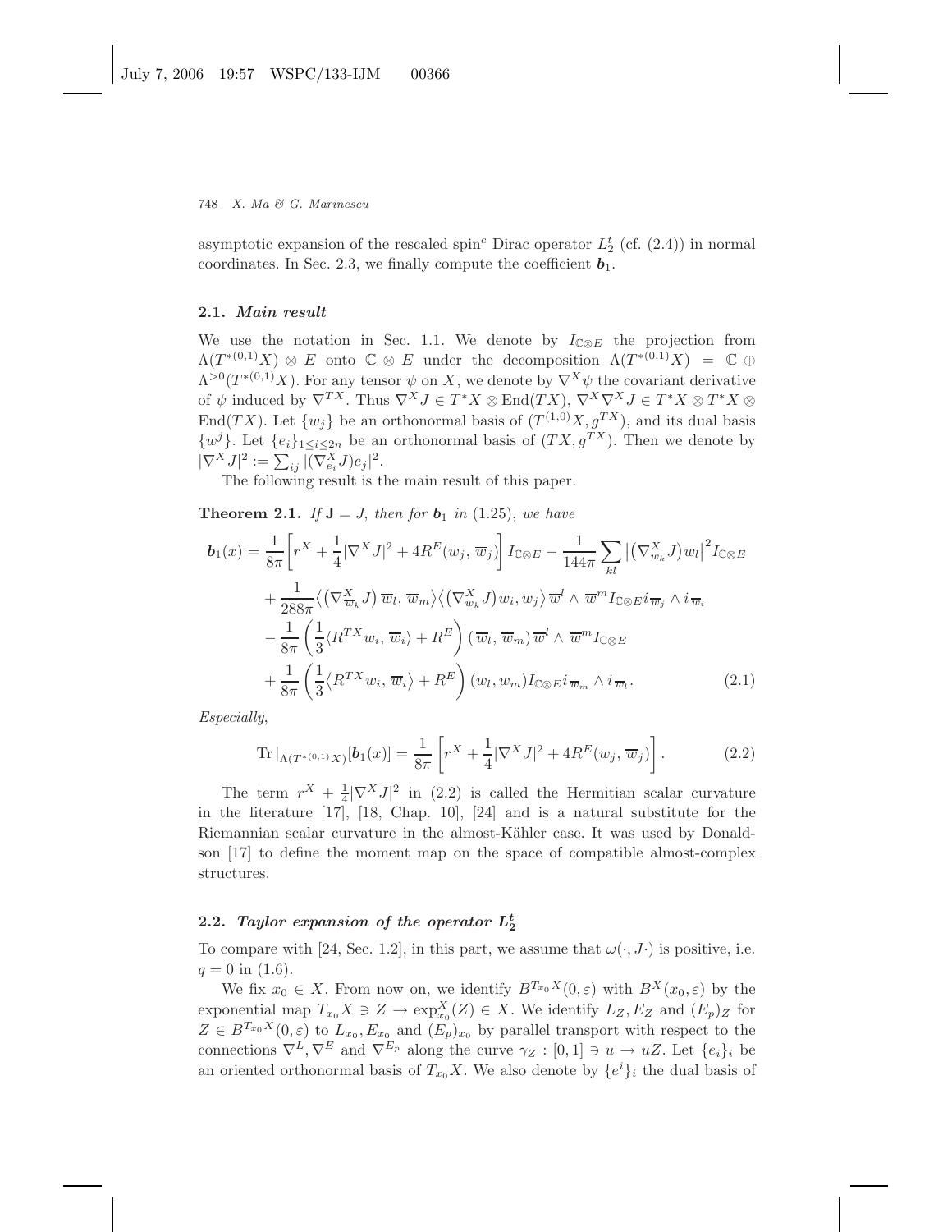asymptotic expansion of the rescaled spin$^c$ Dirac operator $L_2^t$ (cf. (2.4)) in normal coordinates. In Sec. 2.3, we finally compute the coefficient $\boldsymbol{b}_1$.

### 2.1. *Main result*

We use the notation in Sec. 1.1. We denote by $I_{\mathbb{C}\otimes E}$ the projection from $\Lambda(T^{*(0,1)}X) \otimes E$ onto $\mathbb{C} \otimes E$ under the decomposition $\Lambda(T^{*(0,1)}X) = \mathbb{C} \oplus \Lambda^{>0}(T^{*(0,1)}X)$. For any tensor $\psi$ on $X$, we denote by $\nabla^X \psi$ the covariant derivative of $\psi$ induced by $\nabla^{TX}$. Thus $\nabla^X J \in T^*X \otimes \operatorname{End}(TX)$, $\nabla^X \nabla^X J \in T^*X \otimes T^*X \otimes \operatorname{End}(TX)$. Let $\{w_j\}$ be an orthonormal basis of $(T^{(1,0)}X, g^{TX})$, and its dual basis $\{w^j\}$. Let $\{e_i\}_{1\leq i\leq 2n}$ be an orthonormal basis of $(TX, g^{TX})$. Then we denote by $|\nabla^X J|^2 := \sum_{ij} |(\nabla^X_{e_i} J)e_j|^2$.

The following result is the main result of this paper.

**Theorem 2.1.** *If* $\mathbf{J} = J$, *then for* $\boldsymbol{b}_1$ *in* (1.25), *we have*

$$
\begin{aligned}
\boldsymbol{b}_1(x) = {} & \frac{1}{8\pi}\left[ r^X + \frac{1}{4}|\nabla^X J|^2 + 4R^E(w_j, \overline{w}_j) \right] I_{\mathbb{C}\otimes E} - \frac{1}{144\pi}\sum_{kl} \left|(\nabla^X_{w_k} J) w_l\right|^2 I_{\mathbb{C}\otimes E} \\
& + \frac{1}{288\pi}\left\langle (\nabla^X_{\overline{w}_k} J)\,\overline{w}_l, \overline{w}_m \right\rangle \left\langle (\nabla^X_{w_k} J) w_i, w_j \right\rangle \overline{w}^l \wedge \overline{w}^m I_{\mathbb{C}\otimes E}\, i_{\overline{w}_j} \wedge i_{\overline{w}_i} \\
& - \frac{1}{8\pi}\left( \frac{1}{3}\langle R^{TX} w_i, \overline{w}_i\rangle + R^E \right)(\overline{w}_l, \overline{w}_m)\, \overline{w}^l \wedge \overline{w}^m I_{\mathbb{C}\otimes E} \\
& + \frac{1}{8\pi}\left( \frac{1}{3}\langle R^{TX} w_i, \overline{w}_i\rangle + R^E \right)(w_l, w_m) I_{\mathbb{C}\otimes E}\, i_{\overline{w}_m} \wedge i_{\overline{w}_l}.
\end{aligned}
\tag{2.1}
$$

*Especially*,

$$
\operatorname{Tr}|_{\Lambda(T^{*(0,1)}X)}[\boldsymbol{b}_1(x)] = \frac{1}{8\pi}\left[ r^X + \frac{1}{4}|\nabla^X J|^2 + 4R^E(w_j, \overline{w}_j) \right]. \tag{2.2}
$$

The term $r^X + \frac{1}{4}|\nabla^X J|^2$ in (2.2) is called the Hermitian scalar curvature in the literature [17], [18, Chap. 10], [24] and is a natural substitute for the Riemannian scalar curvature in the almost-Kähler case. It was used by Donaldson [17] to define the moment map on the space of compatible almost-complex structures.

### 2.2. *Taylor expansion of the operator* $L_2^t$

To compare with [24, Sec. 1.2], in this part, we assume that $\omega(\cdot, J\cdot)$ is positive, i.e. $q = 0$ in (1.6).

We fix $x_0 \in X$. From now on, we identify $B^{T_{x_0}X}(0, \varepsilon)$ with $B^X(x_0, \varepsilon)$ by the exponential map $T_{x_0}X \ni Z \to \exp^X_{x_0}(Z) \in X$. We identify $L_Z, E_Z$ and $(E_p)_Z$ for $Z \in B^{T_{x_0}X}(0, \varepsilon)$ to $L_{x_0}, E_{x_0}$ and $(E_p)_{x_0}$ by parallel transport with respect to the connections $\nabla^L, \nabla^E$ and $\nabla^{E_p}$ along the curve $\gamma_Z : [0, 1] \ni u \to uZ$. Let $\{e_i\}_i$ be an oriented orthonormal basis of $T_{x_0}X$. We also denote by $\{e^i\}_i$ the dual basis of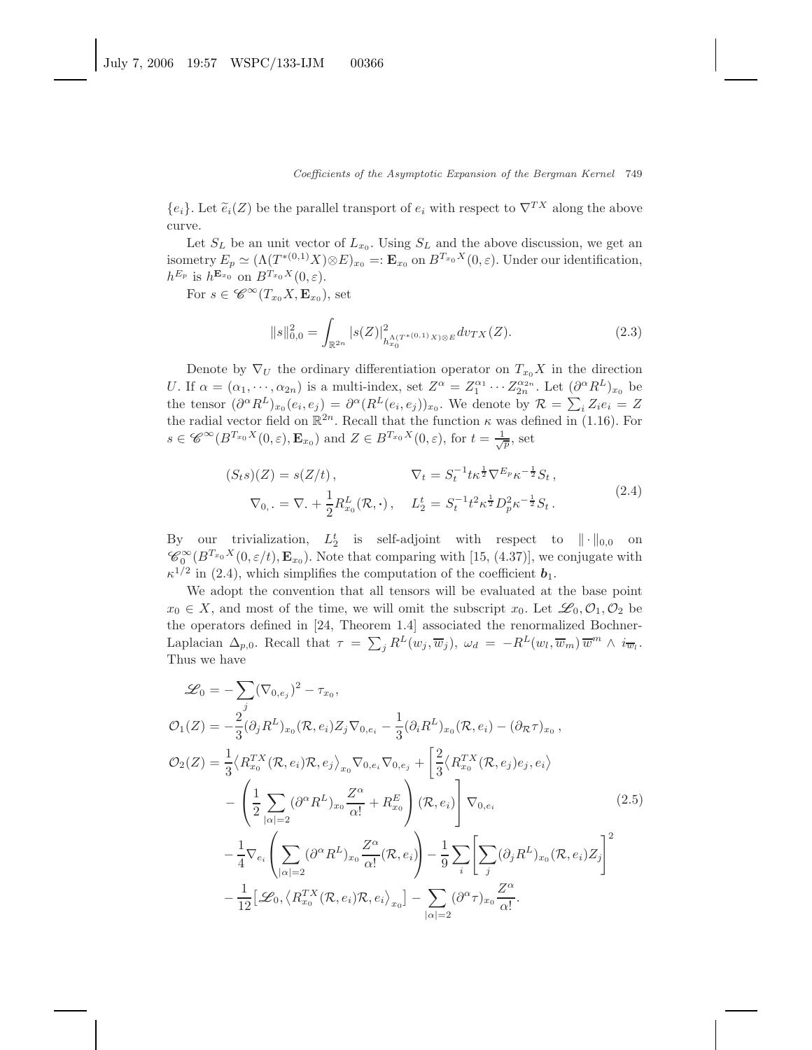$\{e_i\}$. Let $\widetilde{e}_i(Z)$ be the parallel transport of $e_i$ with respect to $\nabla^{TX}$ along the above curve.

Let $S_L$ be an unit vector of $L_{x_0}$. Using $S_L$ and the above discussion, we get an isometry $E_p \simeq (\Lambda(T^{*(0,1)}X)\otimes E)_{x_0} =: \mathbf{E}_{x_0}$ on $B^{T_{x_0}X}(0,\varepsilon)$. Under our identification, $h^{E_p}$ is $h^{\mathbf{E}_{x_0}}$ on $B^{T_{x_0}X}(0,\varepsilon)$.

For $s \in \mathscr{C}^\infty(T_{x_0}X, \mathbf{E}_{x_0})$, set

$$\|s\|_{0,0}^2 = \int_{\mathbb{R}^{2n}} |s(Z)|^2_{h_{x_0}^{\Lambda(T^{*(0,1)}X)\otimes E}} dv_{TX}(Z). \tag{2.3}$$

Denote by $\nabla_U$ the ordinary differentiation operator on $T_{x_0}X$ in the direction $U$. If $\alpha = (\alpha_1, \cdots, \alpha_{2n})$ is a multi-index, set $Z^\alpha = Z_1^{\alpha_1}\cdots Z_{2n}^{\alpha_{2n}}$. Let $(\partial^\alpha R^L)_{x_0}$ be the tensor $(\partial^\alpha R^L)_{x_0}(e_i, e_j) = \partial^\alpha(R^L(e_i,e_j))_{x_0}$. We denote by $\mathcal{R} = \sum_i Z_i e_i = Z$ the radial vector field on $\mathbb{R}^{2n}$. Recall that the function $\kappa$ was defined in (1.16). For $s \in \mathscr{C}^\infty(B^{T_{x_0}X}(0,\varepsilon), \mathbf{E}_{x_0})$ and $Z \in B^{T_{x_0}X}(0,\varepsilon)$, for $t = \frac{1}{\sqrt{p}}$, set

$$\begin{aligned}
(S_t s)(Z) &= s(Z/t)\,, & \nabla_t &= S_t^{-1} t\kappa^{\frac{1}{2}}\nabla^{E_p}\kappa^{-\frac{1}{2}}S_t\,,\\
\nabla_{0,\cdot} &= \nabla_\cdot + \frac{1}{2}R^L_{x_0}(\mathcal{R},\cdot)\,, & L_2^t &= S_t^{-1}t^2\kappa^{\frac{1}{2}}D_p^2\kappa^{-\frac{1}{2}}S_t\,.
\end{aligned} \tag{2.4}$$

By our trivialization, $L_2^t$ is self-adjoint with respect to $\|\cdot\|_{0,0}$ on $\mathscr{C}_0^\infty(B^{T_{x_0}X}(0,\varepsilon/t), \mathbf{E}_{x_0})$. Note that comparing with [15, (4.37)], we conjugate with $\kappa^{1/2}$ in (2.4), which simplifies the computation of the coefficient $\boldsymbol{b}_1$.

We adopt the convention that all tensors will be evaluated at the base point $x_0 \in X$, and most of the time, we will omit the subscript $x_0$. Let $\mathscr{L}_0, \mathcal{O}_1, \mathcal{O}_2$ be the operators defined in [24, Theorem 1.4] associated the renormalized Bochner-Laplacian $\Delta_{p,0}$. Recall that $\tau = \sum_j R^L(w_j, \overline{w}_j)$, $\omega_d = -R^L(w_l, \overline{w}_m)\,\overline{w}^m \wedge i_{\overline{w}_l}$. Thus we have

$$\begin{aligned}
\mathscr{L}_0 &= -\sum_j (\nabla_{0,e_j})^2 - \tau_{x_0},\\
\mathcal{O}_1(Z) &= -\frac{2}{3}(\partial_j R^L)_{x_0}(\mathcal{R}, e_i)Z_j\nabla_{0,e_i} - \frac{1}{3}(\partial_i R^L)_{x_0}(\mathcal{R}, e_i) - (\partial_{\mathcal{R}}\tau)_{x_0}\,,\\
\mathcal{O}_2(Z) &= \frac{1}{3}\left\langle R^{TX}_{x_0}(\mathcal{R}, e_i)\mathcal{R}, e_j\right\rangle_{x_0}\nabla_{0,e_i}\nabla_{0,e_j} + \left[\frac{2}{3}\left\langle R^{TX}_{x_0}(\mathcal{R}, e_j)e_j, e_i\right\rangle\right.\\
&\quad \left. - \left(\frac{1}{2}\sum_{|\alpha|=2}(\partial^\alpha R^L)_{x_0}\frac{Z^\alpha}{\alpha!} + R^E_{x_0}\right)(\mathcal{R}, e_i)\right]\nabla_{0,e_i}\\
&\quad - \frac{1}{4}\nabla_{e_i}\left(\sum_{|\alpha|=2}(\partial^\alpha R^L)_{x_0}\frac{Z^\alpha}{\alpha!}(\mathcal{R}, e_i)\right) - \frac{1}{9}\sum_i\left[\sum_j (\partial_j R^L)_{x_0}(\mathcal{R}, e_i)Z_j\right]^2\\
&\quad - \frac{1}{12}\left[\mathscr{L}_0, \left\langle R^{TX}_{x_0}(\mathcal{R}, e_i)\mathcal{R}, e_i\right\rangle_{x_0}\right] - \sum_{|\alpha|=2}(\partial^\alpha\tau)_{x_0}\frac{Z^\alpha}{\alpha!}.
\end{aligned} \tag{2.5}$$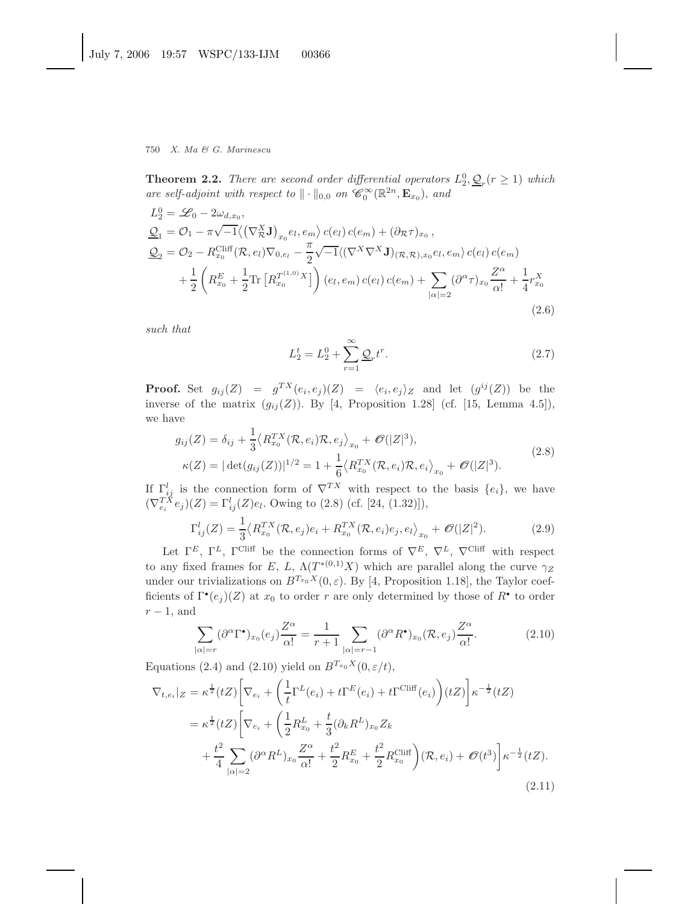**Theorem 2.2.** *There are second order differential operators $L_2^0, \underline{\mathcal{Q}}_r (r \geq 1)$ which are self-adjoint with respect to $\|\cdot\|_{0,0}$ on $\mathscr{C}_0^\infty(\mathbb{R}^{2n}, \mathbf{E}_{x_0})$, and*

$$
\begin{aligned}
L_2^0 &= \mathscr{L}_0 - 2\omega_{d,x_0},\\
\underline{\mathcal{Q}}_1 &= \mathcal{O}_1 - \pi\sqrt{-1}\big\langle \big(\nabla^X_{\mathcal{R}}\mathbf{J}\big)_{x_0} e_l, e_m\big\rangle\, c(e_l)\, c(e_m) + (\partial_{\mathcal{R}}\tau)_{x_0}\,,\\
\underline{\mathcal{Q}}_2 &= \mathcal{O}_2 - R^{\text{Cliff}}_{x_0}(\mathcal{R}, e_l)\nabla_{0,e_l} - \frac{\pi}{2}\sqrt{-1}\langle(\nabla^X\nabla^X\mathbf{J})_{(\mathcal{R},\mathcal{R}),x_0} e_l, e_m\rangle\, c(e_l)\, c(e_m)\\
&\quad + \frac{1}{2}\left(R^E_{x_0} + \frac{1}{2}\text{Tr}\left[R^{T^{(1,0)}X}_{x_0}\right]\right)(e_l, e_m)\, c(e_l)\, c(e_m) + \sum_{|\alpha|=2}(\partial^\alpha\tau)_{x_0}\frac{Z^\alpha}{\alpha!} + \frac{1}{4}r^X_{x_0}
\end{aligned}
\tag{2.6}
$$

*such that*

$$
L_2^t = L_2^0 + \sum_{r=1}^\infty \underline{\mathcal{Q}}_r t^r. \tag{2.7}
$$

**Proof.** Set $g_{ij}(Z) = g^{TX}(e_i, e_j)(Z) = \langle e_i, e_j\rangle_Z$ and let $(g^{ij}(Z))$ be the inverse of the matrix $(g_{ij}(Z))$. By [4, Proposition 1.28] (cf. [15, Lemma 4.5]), we have

$$
\begin{aligned}
g_{ij}(Z) &= \delta_{ij} + \frac{1}{3}\big\langle R^{TX}_{x_0}(\mathcal{R}, e_i)\mathcal{R}, e_j\big\rangle_{x_0} + \mathscr{O}(|Z|^3),\\
\kappa(Z) &= |\det(g_{ij}(Z))|^{1/2} = 1 + \frac{1}{6}\big\langle R^{TX}_{x_0}(\mathcal{R}, e_i)\mathcal{R}, e_i\big\rangle_{x_0} + \mathscr{O}(|Z|^3).
\end{aligned}
\tag{2.8}
$$

If $\Gamma^l_{ij}$ is the connection form of $\nabla^{TX}$ with respect to the basis $\{e_i\}$, we have $(\nabla^{TX}_{e_i} e_j)(Z) = \Gamma^l_{ij}(Z) e_l$. Owing to (2.8) (cf. [24, (1.32)]),

$$
\Gamma^l_{ij}(Z) = \frac{1}{3}\big\langle R^{TX}_{x_0}(\mathcal{R}, e_j)e_i + R^{TX}_{x_0}(\mathcal{R}, e_i)e_j, e_l\big\rangle_{x_0} + \mathscr{O}(|Z|^2). \tag{2.9}
$$

Let $\Gamma^E$, $\Gamma^L$, $\Gamma^{\text{Cliff}}$ be the connection forms of $\nabla^E$, $\nabla^L$, $\nabla^{\text{Cliff}}$ with respect to any fixed frames for $E$, $L$, $\Lambda(T^{*(0,1)}X)$ which are parallel along the curve $\gamma_Z$ under our trivializations on $B^{T_{x_0}X}(0,\varepsilon)$. By [4, Proposition 1.18], the Taylor coefficients of $\Gamma^\bullet(e_j)(Z)$ at $x_0$ to order $r$ are only determined by those of $R^\bullet$ to order $r-1$, and

$$
\sum_{|\alpha|=r}(\partial^\alpha\Gamma^\bullet)_{x_0}(e_j)\frac{Z^\alpha}{\alpha!} = \frac{1}{r+1}\sum_{|\alpha|=r-1}(\partial^\alpha R^\bullet)_{x_0}(\mathcal{R}, e_j)\frac{Z^\alpha}{\alpha!}. \tag{2.10}
$$

Equations (2.4) and (2.10) yield on $B^{T_{x_0}X}(0,\varepsilon/t)$,

$$
\begin{aligned}
\nabla_{t,e_i}|_Z &= \kappa^{\frac{1}{2}}(tZ)\left[\nabla_{e_i} + \left(\frac{1}{t}\Gamma^L(e_i) + t\Gamma^E(e_i) + t\Gamma^{\text{Cliff}}(e_i)\right)(tZ)\right]\kappa^{-\frac{1}{2}}(tZ)\\
&= \kappa^{\frac{1}{2}}(tZ)\left[\nabla_{e_i} + \left(\frac{1}{2}R^L_{x_0} + \frac{t}{3}(\partial_k R^L)_{x_0} Z_k\right.\right.\\
&\quad \left.\left. + \frac{t^2}{4}\sum_{|\alpha|=2}(\partial^\alpha R^L)_{x_0}\frac{Z^\alpha}{\alpha!} + \frac{t^2}{2}R^E_{x_0} + \frac{t^2}{2}R^{\text{Cliff}}_{x_0}\right)(\mathcal{R}, e_i) + \mathscr{O}(t^3)\right]\kappa^{-\frac{1}{2}}(tZ).
\end{aligned}
\tag{2.11}
$$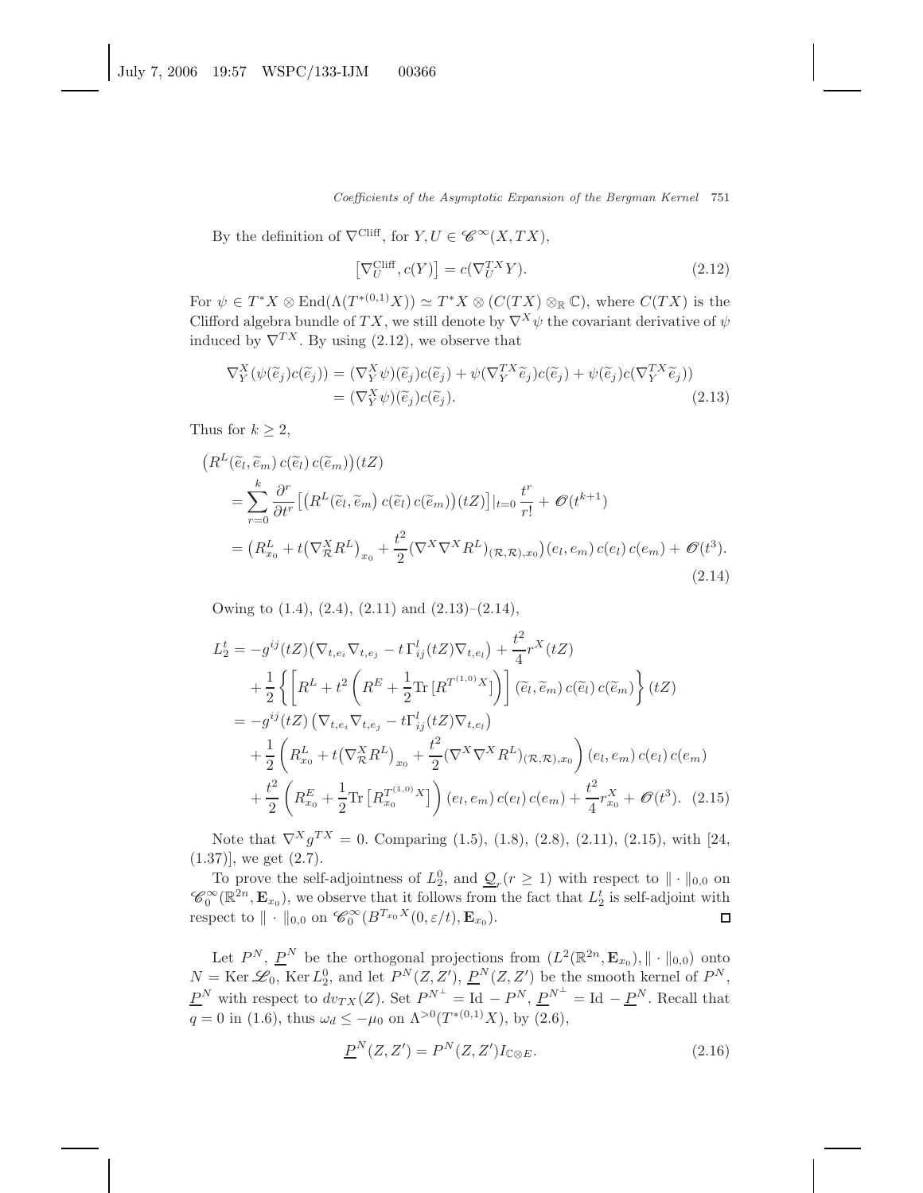By the definition of $\nabla^{\text{Cliff}}$, for $Y, U \in \mathscr{C}^\infty(X, TX)$,

$$\left[\nabla_U^{\text{Cliff}}, c(Y)\right] = c(\nabla_U^{TX} Y). \tag{2.12}$$

For $\psi \in T^*X \otimes \text{End}(\Lambda(T^{*(0,1)}X)) \simeq T^*X \otimes (C(TX) \otimes_{\mathbb{R}} \mathbb{C})$, where $C(TX)$ is the Clifford algebra bundle of $TX$, we still denote by $\nabla^X \psi$ the covariant derivative of $\psi$ induced by $\nabla^{TX}$. By using (2.12), we observe that

$$\begin{aligned}
\nabla_Y^X(\psi(\widetilde{e}_j)c(\widetilde{e}_j)) &= (\nabla_Y^X \psi)(\widetilde{e}_j)c(\widetilde{e}_j) + \psi(\nabla_Y^{TX}\widetilde{e}_j)c(\widetilde{e}_j) + \psi(\widetilde{e}_j)c(\nabla_Y^{TX}\widetilde{e}_j)) \\
&= (\nabla_Y^X \psi)(\widetilde{e}_j)c(\widetilde{e}_j).
\end{aligned} \tag{2.13}$$

Thus for $k \geq 2$,

$$\begin{aligned}
&\big(R^L(\widetilde{e}_l, \widetilde{e}_m)\, c(\widetilde{e}_l)\, c(\widetilde{e}_m)\big)(tZ) \\
&\quad = \sum_{r=0}^{k} \frac{\partial^r}{\partial t^r}\big[\big(R^L(\widetilde{e}_l, \widetilde{e}_m)\, c(\widetilde{e}_l)\, c(\widetilde{e}_m)\big)(tZ)\big]|_{t=0} \frac{t^r}{r!} + \mathscr{O}(t^{k+1}) \\
&\quad = \big(R^L_{x_0} + t\big(\nabla^X_{\mathcal{R}} R^L\big)_{x_0} + \frac{t^2}{2}(\nabla^X \nabla^X R^L)_{(\mathcal{R},\mathcal{R}),x_0}\big)(e_l, e_m)\, c(e_l)\, c(e_m) + \mathscr{O}(t^3).
\end{aligned} \tag{2.14}$$

Owing to (1.4), (2.4), (2.11) and (2.13)–(2.14),

$$\begin{aligned}
L_2^t &= -g^{ij}(tZ)\big(\nabla_{t,e_i}\nabla_{t,e_j} - t\,\Gamma_{ij}^l(tZ)\nabla_{t,e_l}\big) + \frac{t^2}{4} r^X(tZ) \\
&\quad + \frac{1}{2}\left\{\left[R^L + t^2\left(R^E + \frac{1}{2}\text{Tr}\,[R^{T^{(1,0)}X}]\right)\right](\widetilde{e}_l, \widetilde{e}_m)\, c(\widetilde{e}_l)\, c(\widetilde{e}_m)\right\}(tZ) \\
&= -g^{ij}(tZ)\left(\nabla_{t,e_i}\nabla_{t,e_j} - t\Gamma_{ij}^l(tZ)\nabla_{t,e_l}\right) \\
&\quad + \frac{1}{2}\left(R^L_{x_0} + t\big(\nabla^X_{\mathcal{R}} R^L\big)_{x_0} + \frac{t^2}{2}(\nabla^X\nabla^X R^L)_{(\mathcal{R},\mathcal{R}),x_0}\right)(e_l, e_m)\, c(e_l)\, c(e_m) \\
&\quad + \frac{t^2}{2}\left(R^E_{x_0} + \frac{1}{2}\text{Tr}\left[R^{T^{(1,0)}X}_{x_0}\right]\right)(e_l, e_m)\, c(e_l)\, c(e_m) + \frac{t^2}{4} r^X_{x_0} + \mathscr{O}(t^3).
\end{aligned} \tag{2.15}$$

Note that $\nabla^X g^{TX} = 0$. Comparing (1.5), (1.8), (2.8), (2.11), (2.15), with [24, (1.37)], we get (2.7).

To prove the self-adjointness of $L_2^0$, and $\underline{\mathcal{Q}}_r (r \geq 1)$ with respect to $\|\cdot\|_{0,0}$ on $\mathscr{C}_0^\infty(\mathbb{R}^{2n}, \mathbf{E}_{x_0})$, we observe that it follows from the fact that $L_2^t$ is self-adjoint with respect to $\|\cdot\|_{0,0}$ on $\mathscr{C}_0^\infty(B^{T_{x_0}X}(0, \varepsilon/t), \mathbf{E}_{x_0})$. $\square$

Let $P^N$, $\underline{P}^N$ be the orthogonal projections from $(L^2(\mathbb{R}^{2n}, \mathbf{E}_{x_0}), \|\cdot\|_{0,0})$ onto $N = \text{Ker}\,\mathscr{L}_0$, $\text{Ker}\, L_2^0$, and let $P^N(Z, Z')$, $\underline{P}^N(Z, Z')$ be the smooth kernel of $P^N$, $\underline{P}^N$ with respect to $dv_{TX}(Z)$. Set $P^{N^\perp} = \text{Id} - P^N$, $\underline{P}^{N^\perp} = \text{Id} - \underline{P}^N$. Recall that $q = 0$ in (1.6), thus $\omega_d \leq -\mu_0$ on $\Lambda^{>0}(T^{*(0,1)}X)$, by (2.6),

$$\underline{P}^N(Z, Z') = P^N(Z, Z') I_{\mathbb{C}\otimes E}. \tag{2.16}$$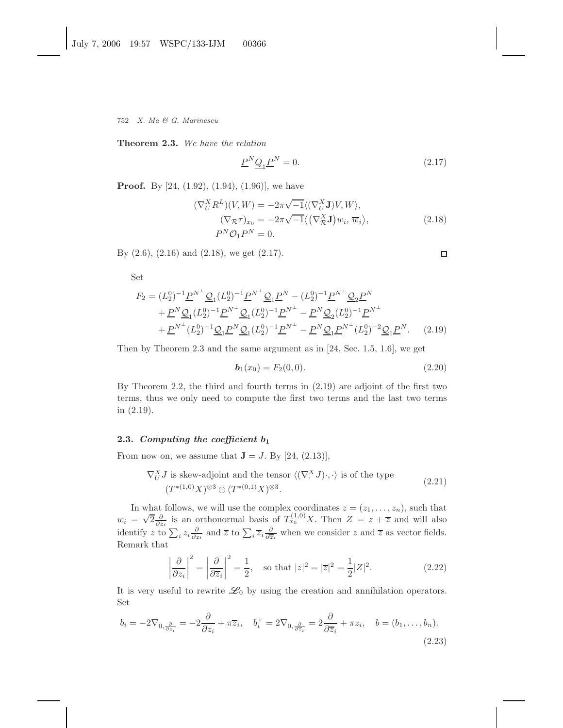**Theorem 2.3.** *We have the relation*

$$\underline{P}^N \underline{\mathcal{Q}}_1 \underline{P}^N = 0. \tag{2.17}$$

**Proof.** By [24, (1.92), (1.94), (1.96)], we have

$$\begin{aligned}
(\nabla^X_U R^L)(V,W) &= -2\pi\sqrt{-1}\langle(\nabla^X_U \mathbf{J})V, W\rangle, \\
(\nabla_{\mathcal{R}}\tau)_{x_0} &= -2\pi\sqrt{-1}\big\langle\big(\nabla^X_{\mathcal{R}}\mathbf{J}\big)w_i, \overline{w}_i\big\rangle, \\
P^N \mathcal{O}_1 P^N &= 0.
\end{aligned} \tag{2.18}$$

By (2.6), (2.16) and (2.18), we get (2.17). $\square$

Set

$$\begin{aligned}
F_2 &= (L^0_2)^{-1}\underline{P}^{N^\perp}\underline{\mathcal{Q}}_1(L^0_2)^{-1}\underline{P}^{N^\perp}\underline{\mathcal{Q}}_1\underline{P}^N - (L^0_2)^{-1}\underline{P}^{N^\perp}\underline{\mathcal{Q}}_2\underline{P}^N \\
&\quad + \underline{P}^N\underline{\mathcal{Q}}_1(L^0_2)^{-1}\underline{P}^{N^\perp}\underline{\mathcal{Q}}_1(L^0_2)^{-1}\underline{P}^{N^\perp} - \underline{P}^N\underline{\mathcal{Q}}_2(L^0_2)^{-1}\underline{P}^{N^\perp} \\
&\quad + \underline{P}^{N^\perp}(L^0_2)^{-1}\underline{\mathcal{Q}}_1\underline{P}^N\underline{\mathcal{Q}}_1(L^0_2)^{-1}\underline{P}^{N^\perp} - \underline{P}^N\underline{\mathcal{Q}}_1\underline{P}^{N^\perp}(L^0_2)^{-2}\underline{\mathcal{Q}}_1\underline{P}^N.
\end{aligned} \tag{2.19}$$

Then by Theorem 2.3 and the same argument as in [24, Sec. 1.5, 1.6], we get

$$\boldsymbol{b}_1(x_0) = F_2(0,0). \tag{2.20}$$

By Theorem 2.2, the third and fourth terms in (2.19) are adjoint of the first two terms, thus we only need to compute the first two terms and the last two terms in (2.19).

### 2.3. *Computing the coefficient $b_1$*

From now on, we assume that $\mathbf{J} = J$. By [24, (2.13)],

$$\begin{gathered}
\nabla^X_U J \text{ is skew-adjoint and the tensor } \langle(\nabla^X_\cdot J)\cdot,\cdot\rangle \text{ is of the type} \\
(T^{*(1,0)}X)^{\otimes 3} \oplus (T^{*(0,1)}X)^{\otimes 3}.
\end{gathered} \tag{2.21}$$

In what follows, we will use the complex coordinates $z = (z_1, \ldots, z_n)$, such that $w_i = \sqrt{2}\frac{\partial}{\partial z_i}$ is an orthonormal basis of $T^{(1,0)}_{x_0}X$. Then $Z = z + \overline{z}$ and will also identify $z$ to $\sum_i z_i \frac{\partial}{\partial z_i}$ and $\overline{z}$ to $\sum_i \overline{z}_i \frac{\partial}{\partial \overline{z}_i}$ when we consider $z$ and $\overline{z}$ as vector fields. Remark that

$$\left|\frac{\partial}{\partial z_i}\right|^2 = \left|\frac{\partial}{\partial \overline{z}_i}\right|^2 = \frac{1}{2}, \quad \text{so that } |z|^2 = |\overline{z}|^2 = \frac{1}{2}|Z|^2. \tag{2.22}$$

It is very useful to rewrite $\mathscr{L}_0$ by using the creation and annihilation operators. Set

$$b_i = -2\nabla_{0,\frac{\partial}{\partial z_i}} = -2\frac{\partial}{\partial z_i} + \pi\overline{z}_i, \quad b^+_i = 2\nabla_{0,\frac{\partial}{\partial \overline{z}_i}} = 2\frac{\partial}{\partial \overline{z}_i} + \pi z_i, \quad b = (b_1, \ldots, b_n). \tag{2.23}$$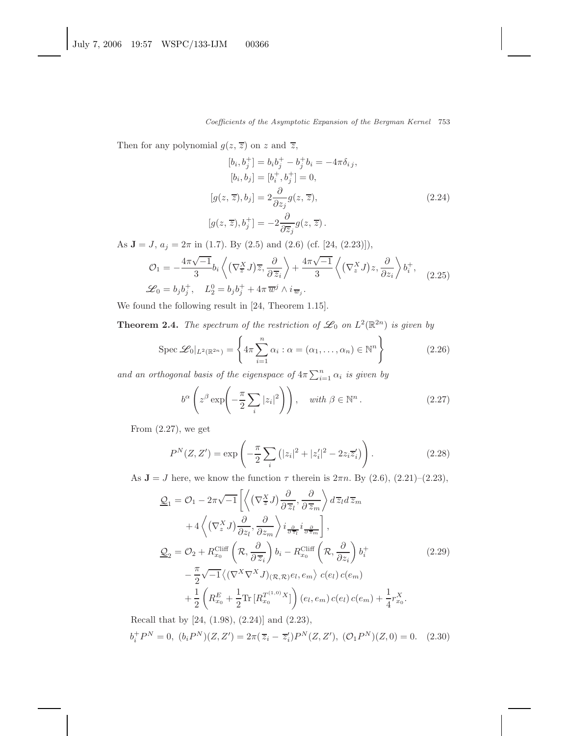Then for any polynomial $g(z, \overline{z})$ on $z$ and $\overline{z}$,

$$
\begin{aligned}
[b_i, b_j^+] &= b_i b_j^+ - b_j^+ b_i = -4\pi \delta_{i\,j}, \\
[b_i, b_j] &= [b_i^+, b_j^+] = 0, \\
[g(z, \overline{z}), b_j] &= 2\frac{\partial}{\partial z_j} g(z, \overline{z}), \\
[g(z, \overline{z}), b_j^+] &= -2\frac{\partial}{\partial \overline{z}_j} g(z, \overline{z})\,.
\end{aligned}
\tag{2.24}
$$

As $\mathbf{J} = J$, $a_j = 2\pi$ in (1.7). By (2.5) and (2.6) (cf. [24, (2.23)]),

$$
\begin{aligned}
\mathcal{O}_1 &= -\frac{4\pi\sqrt{-1}}{3} b_i \left\langle (\nabla^X_{\overline{z}} J)\overline{z}, \frac{\partial}{\partial \overline{z}_i} \right\rangle + \frac{4\pi\sqrt{-1}}{3} \left\langle (\nabla^X_z J) z, \frac{\partial}{\partial z_i} \right\rangle b_i^+, \\
\mathscr{L}_0 &= b_j b_j^+, \quad L_2^0 = b_j b_j^+ + 4\pi\, \overline{w}^j \wedge i_{\overline{w}_j}.
\end{aligned}
\tag{2.25}
$$

We found the following result in [24, Theorem 1.15].

**Theorem 2.4.** *The spectrum of the restriction of $\mathscr{L}_0$ on $L^2(\mathbb{R}^{2n})$ is given by*

$$
\operatorname{Spec} \mathscr{L}_0|_{L^2(\mathbb{R}^{2n})} = \left\{ 4\pi \sum_{i=1}^n \alpha_i : \alpha = (\alpha_1, \ldots, \alpha_n) \in \mathbb{N}^n \right\}
\tag{2.26}
$$

*and an orthogonal basis of the eigenspace of $4\pi \sum_{i=1}^n \alpha_i$ is given by*

$$
b^\alpha \left( z^\beta \exp\left( -\frac{\pi}{2} \sum_i |z_i|^2 \right) \right), \quad \textit{with } \beta \in \mathbb{N}^n\,.
\tag{2.27}
$$

From (2.27), we get

$$
P^N(Z, Z') = \exp\left( -\frac{\pi}{2} \sum_i \left( |z_i|^2 + |z_i'|^2 - 2 z_i \overline{z}_i' \right) \right).
\tag{2.28}
$$

As $\mathbf{J} = J$ here, we know the function $\tau$ therein is $2\pi n$. By (2.6), (2.21)–(2.23),

$$
\begin{aligned}
\underline{\mathcal{Q}}_1 &= \mathcal{O}_1 - 2\pi\sqrt{-1} \left[ \left\langle (\nabla^X_{\overline{z}} J) \frac{\partial}{\partial \overline{z}_l}, \frac{\partial}{\partial \overline{z}_m} \right\rangle d\overline{z}_l d\overline{z}_m \right. \\
&\quad \left. + 4 \left\langle (\nabla^X_z J) \frac{\partial}{\partial z_l}, \frac{\partial}{\partial z_m} \right\rangle i_{\frac{\partial}{\partial \overline{z}_l}} i_{\frac{\partial}{\partial \overline{z}_m}} \right], \\
\underline{\mathcal{Q}}_2 &= \mathcal{O}_2 + R^{\mathrm{Cliff}}_{x_0}\left( \mathcal{R}, \frac{\partial}{\partial \overline{z}_i} \right) b_i - R^{\mathrm{Cliff}}_{x_0}\left( \mathcal{R}, \frac{\partial}{\partial z_i} \right) b_i^+ \\
&\quad - \frac{\pi}{2}\sqrt{-1} \left\langle (\nabla^X \nabla^X J)_{(\mathcal{R},\mathcal{R})} e_l, e_m \right\rangle c(e_l)\, c(e_m) \\
&\quad + \frac{1}{2} \left( R^E_{x_0} + \frac{1}{2} \operatorname{Tr}[R^{T^{(1,0)}X}_{x_0}] \right) (e_l, e_m)\, c(e_l)\, c(e_m) + \frac{1}{4} r^X_{x_0}.
\end{aligned}
\tag{2.29}
$$

Recall that by [24, (1.98), (2.24)] and (2.23),

$$
b_i^+ P^N = 0,\ (b_i P^N)(Z, Z') = 2\pi(\overline{z}_i - \overline{z}_i') P^N(Z, Z'),\ (\mathcal{O}_1 P^N)(Z, 0) = 0.
\tag{2.30}
$$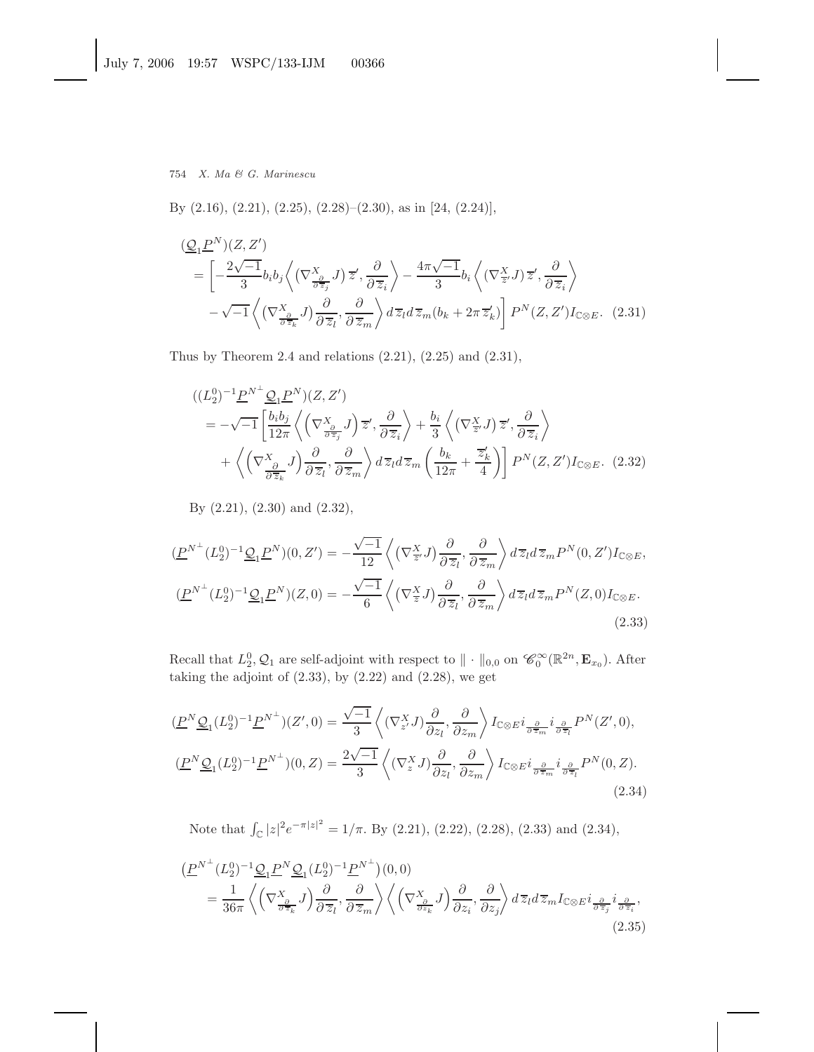By (2.16), (2.21), (2.25), (2.28)–(2.30), as in [24, (2.24)],

$$
\begin{aligned}
(\underline{\mathcal{Q}}_1 \underline{P}^N)(Z, Z') 
&= \bigg[ -\frac{2\sqrt{-1}}{3} b_i b_j \left\langle \left(\nabla^X_{\frac{\partial}{\partial \overline{z}_j}} J\right) \overline{z}', \frac{\partial}{\partial \overline{z}_i} \right\rangle - \frac{4\pi\sqrt{-1}}{3} b_i \left\langle (\nabla^X_{\overline{z}'} J)\, \overline{z}', \frac{\partial}{\partial \overline{z}_i} \right\rangle \\
&\quad - \sqrt{-1} \left\langle \left(\nabla^X_{\frac{\partial}{\partial \overline{z}_k}} J\right) \frac{\partial}{\partial \overline{z}_l}, \frac{\partial}{\partial \overline{z}_m} \right\rangle d\overline{z}_l d\overline{z}_m (b_k + 2\pi \overline{z}'_k) \bigg] P^N(Z, Z') I_{\mathbb{C}\otimes E}. \quad (2.31)
\end{aligned}
$$

Thus by Theorem 2.4 and relations (2.21), (2.25) and (2.31),

$$
\begin{aligned}
((L_2^0)^{-1} \underline{P}^{N^\perp} \underline{\mathcal{Q}}_1 \underline{P}^N)(Z, Z') 
&= -\sqrt{-1} \bigg[ \frac{b_i b_j}{12\pi} \left\langle \left(\nabla^X_{\frac{\partial}{\partial \overline{z}_j}} J\right) \overline{z}', \frac{\partial}{\partial \overline{z}_i} \right\rangle + \frac{b_i}{3} \left\langle \left(\nabla^X_{\overline{z}'} J\right) \overline{z}', \frac{\partial}{\partial \overline{z}_i} \right\rangle \\
&\quad + \left\langle \left(\nabla^X_{\frac{\partial}{\partial \overline{z}_k}} J\right) \frac{\partial}{\partial \overline{z}_l}, \frac{\partial}{\partial \overline{z}_m} \right\rangle d\overline{z}_l d\overline{z}_m \left( \frac{b_k}{12\pi} + \frac{\overline{z}'_k}{4} \right) \bigg] P^N(Z, Z') I_{\mathbb{C}\otimes E}. \quad (2.32)
\end{aligned}
$$

By (2.21), (2.30) and (2.32),

$$
\begin{aligned}
(\underline{P}^{N^\perp} (L_2^0)^{-1} \underline{\mathcal{Q}}_1 \underline{P}^N)(0, Z') &= -\frac{\sqrt{-1}}{12} \left\langle \left(\nabla^X_{\overline{z}'} J\right) \frac{\partial}{\partial \overline{z}_l}, \frac{\partial}{\partial \overline{z}_m} \right\rangle d\overline{z}_l d\overline{z}_m P^N(0, Z') I_{\mathbb{C}\otimes E}, \\
(\underline{P}^{N^\perp} (L_2^0)^{-1} \underline{\mathcal{Q}}_1 \underline{P}^N)(Z, 0) &= -\frac{\sqrt{-1}}{6} \left\langle \left(\nabla^X_{\overline{z}} J\right) \frac{\partial}{\partial \overline{z}_l}, \frac{\partial}{\partial \overline{z}_m} \right\rangle d\overline{z}_l d\overline{z}_m P^N(Z, 0) I_{\mathbb{C}\otimes E}.
\end{aligned}
\quad (2.33)
$$

Recall that $L_2^0, \mathcal{Q}_1$ are self-adjoint with respect to $\|\cdot\|_{0,0}$ on $\mathscr{C}_0^\infty(\mathbb{R}^{2n}, \mathbf{E}_{x_0})$. After taking the adjoint of (2.33), by (2.22) and (2.28), we get

$$
\begin{aligned}
(\underline{P}^N \underline{\mathcal{Q}}_1 (L_2^0)^{-1} \underline{P}^{N^\perp})(Z', 0) &= \frac{\sqrt{-1}}{3} \left\langle (\nabla^X_{z'} J) \frac{\partial}{\partial z_l}, \frac{\partial}{\partial z_m} \right\rangle I_{\mathbb{C}\otimes E}\, i_{\frac{\partial}{\partial \overline{z}_m}} i_{\frac{\partial}{\partial \overline{z}_l}} P^N(Z', 0), \\
(\underline{P}^N \underline{\mathcal{Q}}_1 (L_2^0)^{-1} \underline{P}^{N^\perp})(0, Z) &= \frac{2\sqrt{-1}}{3} \left\langle (\nabla^X_{z} J) \frac{\partial}{\partial z_l}, \frac{\partial}{\partial z_m} \right\rangle I_{\mathbb{C}\otimes E}\, i_{\frac{\partial}{\partial \overline{z}_m}} i_{\frac{\partial}{\partial \overline{z}_l}} P^N(0, Z).
\end{aligned}
\quad (2.34)
$$

Note that $\int_{\mathbb{C}} |z|^2 e^{-\pi |z|^2} = 1/\pi$. By (2.21), (2.22), (2.28), (2.33) and (2.34),

$$
\begin{aligned}
&\left(\underline{P}^{N^\perp} (L_2^0)^{-1} \underline{\mathcal{Q}}_1 \underline{P}^N \underline{\mathcal{Q}}_1 (L_2^0)^{-1} \underline{P}^{N^\perp}\right)(0, 0) \\
&\quad = \frac{1}{36\pi} \left\langle \left(\nabla^X_{\frac{\partial}{\partial \overline{z}_k}} J\right) \frac{\partial}{\partial \overline{z}_l}, \frac{\partial}{\partial \overline{z}_m} \right\rangle \left\langle \left(\nabla^X_{\frac{\partial}{\partial z_k}} J\right) \frac{\partial}{\partial z_i}, \frac{\partial}{\partial z_j} \right\rangle d\overline{z}_l d\overline{z}_m I_{\mathbb{C}\otimes E}\, i_{\frac{\partial}{\partial \overline{z}_j}} i_{\frac{\partial}{\partial \overline{z}_i}},
\end{aligned}
\quad (2.35)
$$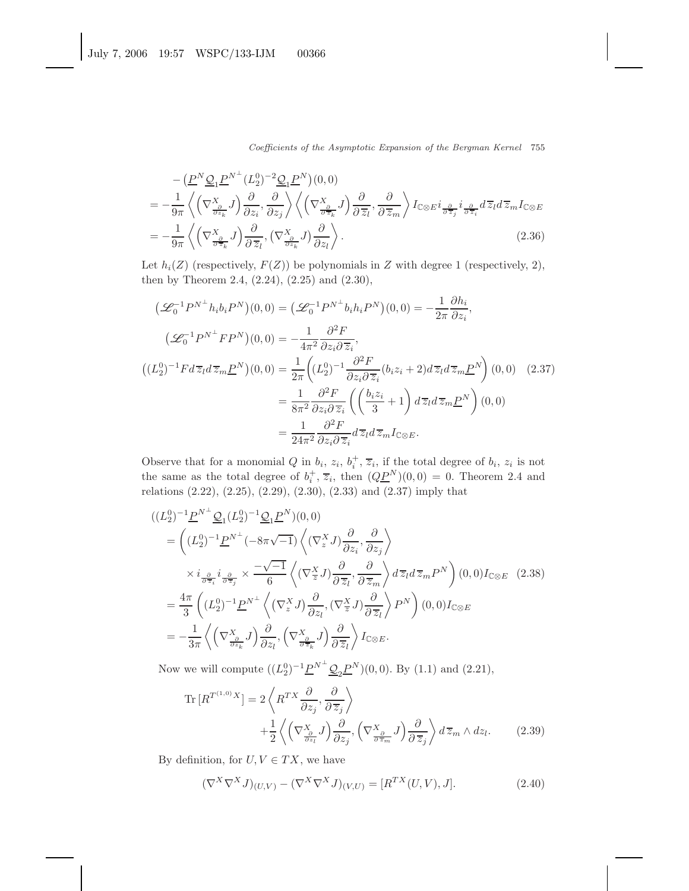$$
\begin{aligned}
&-\big(\underline{P}^N\underline{\mathcal{Q}}_1\underline{P}^{N^\perp}(L_2^0)^{-2}\underline{\mathcal{Q}}_1\underline{P}^N\big)(0,0)\\
&= -\frac{1}{9\pi}\left\langle\Big(\nabla^X_{\frac{\partial}{\partial z_k}}J\Big)\frac{\partial}{\partial z_i},\frac{\partial}{\partial z_j}\right\rangle\left\langle\Big(\nabla^X_{\frac{\partial}{\partial \overline{z}_k}}J\Big)\frac{\partial}{\partial \overline{z}_l},\frac{\partial}{\partial \overline{z}_m}\right\rangle I_{\mathbb{C}\otimes E}\, i_{\frac{\partial}{\partial\overline{z}_j}} i_{\frac{\partial}{\partial\overline{z}_i}} d\overline{z}_l d\overline{z}_m I_{\mathbb{C}\otimes E}\\
&= -\frac{1}{9\pi}\left\langle\Big(\nabla^X_{\frac{\partial}{\partial \overline{z}_k}}J\Big)\frac{\partial}{\partial \overline{z}_l},\big(\nabla^X_{\frac{\partial}{\partial z_k}}J\big)\frac{\partial}{\partial z_l}\right\rangle. \qquad (2.36)
\end{aligned}
$$

Let $h_i(Z)$ (respectively, $F(Z)$) be polynomials in $Z$ with degree 1 (respectively, 2), then by Theorem 2.4, (2.24), (2.25) and (2.30),

$$
\begin{aligned}
\big(\mathscr{L}_0^{-1}P^{N^\perp}h_i b_i P^N\big)(0,0) &= \big(\mathscr{L}_0^{-1}P^{N^\perp}b_i h_i P^N\big)(0,0) = -\frac{1}{2\pi}\frac{\partial h_i}{\partial z_i},\\
\big(\mathscr{L}_0^{-1}P^{N^\perp}FP^N\big)(0,0) &= -\frac{1}{4\pi^2}\frac{\partial^2 F}{\partial z_i\partial\overline{z}_i},\\
\big((L_2^0)^{-1}F d\overline{z}_l d\overline{z}_m\underline{P}^N\big)(0,0) &= \frac{1}{2\pi}\left((L_2^0)^{-1}\frac{\partial^2 F}{\partial z_i\partial\overline{z}_i}(b_i z_i+2)d\overline{z}_l d\overline{z}_m\underline{P}^N\right)(0,0) \qquad (2.37)\\
&= \frac{1}{8\pi^2}\frac{\partial^2 F}{\partial z_i\partial\overline{z}_i}\left(\left(\frac{b_i z_i}{3}+1\right)d\overline{z}_l d\overline{z}_m\underline{P}^N\right)(0,0)\\
&= \frac{1}{24\pi^2}\frac{\partial^2 F}{\partial z_i\partial\overline{z}_i}d\overline{z}_l d\overline{z}_m I_{\mathbb{C}\otimes E}.
\end{aligned}
$$

Observe that for a monomial $Q$ in $b_i$, $z_i$, $b_i^+$, $\overline{z}_i$, if the total degree of $b_i$, $z_i$ is not the same as the total degree of $b_i^+$, $\overline{z}_i$, then $(Q\underline{P}^N)(0,0)=0$. Theorem 2.4 and relations (2.22), (2.25), (2.29), (2.30), (2.33) and (2.37) imply that

$$
\begin{aligned}
&((L_2^0)^{-1}\underline{P}^{N^\perp}\underline{\mathcal{Q}}_1(L_2^0)^{-1}\underline{\mathcal{Q}}_1\underline{P}^N)(0,0)\\
&= \Bigg((L_2^0)^{-1}\underline{P}^{N^\perp}(-8\pi\sqrt{-1})\left\langle(\nabla^X_z J)\frac{\partial}{\partial z_i},\frac{\partial}{\partial z_j}\right\rangle\\
&\qquad\times i_{\frac{\partial}{\partial\overline{z}_i}} i_{\frac{\partial}{\partial\overline{z}_j}}\times\frac{-\sqrt{-1}}{6}\left\langle(\nabla^X_{\overline{z}}J)\frac{\partial}{\partial\overline{z}_l},\frac{\partial}{\partial\overline{z}_m}\right\rangle d\overline{z}_l d\overline{z}_m P^N\Bigg)(0,0)I_{\mathbb{C}\otimes E} \qquad (2.38)\\
&= \frac{4\pi}{3}\left((L_2^0)^{-1}\underline{P}^{N^\perp}\left\langle(\nabla^X_z J)\frac{\partial}{\partial z_l},(\nabla^X_{\overline{z}}J)\frac{\partial}{\partial\overline{z}_l}\right\rangle P^N\right)(0,0)I_{\mathbb{C}\otimes E}\\
&= -\frac{1}{3\pi}\left\langle\Big(\nabla^X_{\frac{\partial}{\partial z_k}}J\Big)\frac{\partial}{\partial z_l},\Big(\nabla^X_{\frac{\partial}{\partial\overline{z}_k}}J\Big)\frac{\partial}{\partial\overline{z}_l}\right\rangle I_{\mathbb{C}\otimes E}.
\end{aligned}
$$

Now we will compute $((L_2^0)^{-1}\underline{P}^{N^\perp}\underline{\mathcal{Q}}_2\underline{P}^N)(0,0)$. By (1.1) and (2.21),

$$
\begin{aligned}
\operatorname{Tr}[R^{T^{(1,0)}X}] &= 2\left\langle R^{TX}\frac{\partial}{\partial z_j},\frac{\partial}{\partial\overline{z}_j}\right\rangle\\
&\quad+\frac{1}{2}\left\langle\Big(\nabla^X_{\frac{\partial}{\partial z_l}}J\Big)\frac{\partial}{\partial z_j},\Big(\nabla^X_{\frac{\partial}{\partial\overline{z}_m}}J\Big)\frac{\partial}{\partial\overline{z}_j}\right\rangle d\overline{z}_m\wedge dz_l. \qquad (2.39)
\end{aligned}
$$

By definition, for $U,V\in TX$, we have

$$
(\nabla^X\nabla^X J)_{(U,V)}-(\nabla^X\nabla^X J)_{(V,U)}=[R^{TX}(U,V),J]. \qquad (2.40)
$$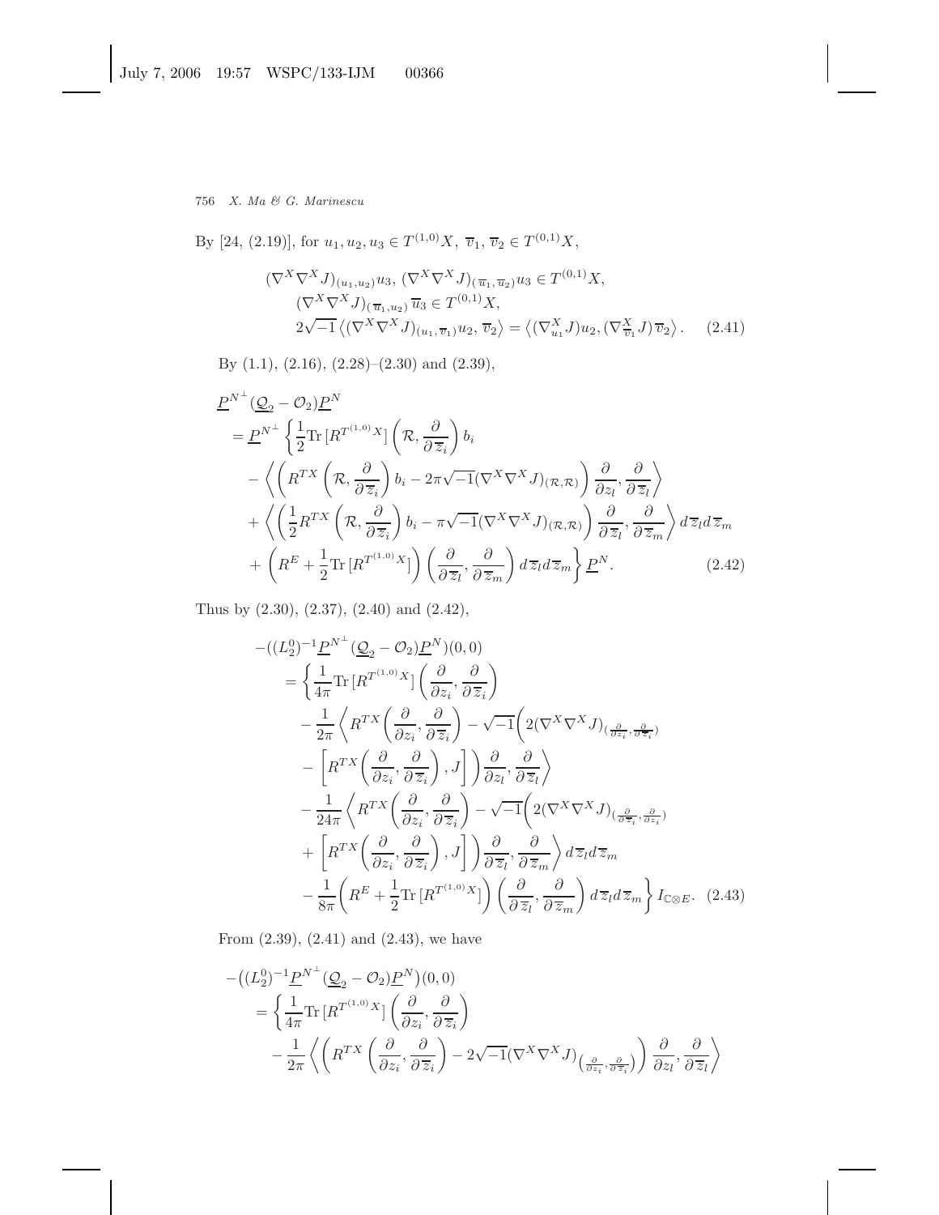By [24, (2.19)], for $u_1, u_2, u_3 \in T^{(1,0)}X$, $\overline{v}_1, \overline{v}_2 \in T^{(0,1)}X$,

$$
\begin{aligned}
&(\nabla^X\nabla^X J)_{(u_1,u_2)}u_3,\ (\nabla^X\nabla^X J)_{(\overline{u}_1,\overline{u}_2)}u_3 \in T^{(0,1)}X,\\
&\quad(\nabla^X\nabla^X J)_{(\overline{u}_1,u_2)}\,\overline{u}_3 \in T^{(0,1)}X,\\
&\quad 2\sqrt{-1}\left\langle(\nabla^X\nabla^X J)_{(u_1,\overline{v}_1)}u_2,\,\overline{v}_2\right\rangle = \left\langle(\nabla^X_{u_1}J)u_2,(\nabla^X_{\overline{v}_1}J)\,\overline{v}_2\right\rangle. \qquad (2.41)
\end{aligned}
$$

By (1.1), (2.16), (2.28)–(2.30) and (2.39),

$$
\begin{aligned}
&\underline{P}^{N^\perp}(\underline{\mathcal{Q}}_2-\mathcal{O}_2)\underline{P}^N\\
&\quad=\underline{P}^{N^\perp}\left\{\frac{1}{2}\mathrm{Tr}\,[R^{T^{(1,0)}X}]\left(\mathcal{R},\frac{\partial}{\partial\overline{z}_i}\right)b_i\right.\\
&\qquad-\left\langle\left(R^{TX}\left(\mathcal{R},\frac{\partial}{\partial\overline{z}_i}\right)b_i-2\pi\sqrt{-1}(\nabla^X\nabla^X J)_{(\mathcal{R},\mathcal{R})}\right)\frac{\partial}{\partial z_l},\frac{\partial}{\partial\overline{z}_l}\right\rangle\\
&\qquad+\left\langle\left(\frac{1}{2}R^{TX}\left(\mathcal{R},\frac{\partial}{\partial\overline{z}_i}\right)b_i-\pi\sqrt{-1}(\nabla^X\nabla^X J)_{(\mathcal{R},\mathcal{R})}\right)\frac{\partial}{\partial\overline{z}_l},\frac{\partial}{\partial\overline{z}_m}\right\rangle d\overline{z}_l d\overline{z}_m\\
&\qquad\left.+\left(R^E+\frac{1}{2}\mathrm{Tr}\,[R^{T^{(1,0)}X}]\right)\left(\frac{\partial}{\partial\overline{z}_l},\frac{\partial}{\partial\overline{z}_m}\right)d\overline{z}_l d\overline{z}_m\right\}\underline{P}^N. \qquad (2.42)
\end{aligned}
$$

Thus by (2.30), (2.37), (2.40) and (2.42),

$$
\begin{aligned}
&-((L_2^0)^{-1}\underline{P}^{N^\perp}(\underline{\mathcal{Q}}_2-\mathcal{O}_2)\underline{P}^N)(0,0)\\
&\quad=\left\{\frac{1}{4\pi}\mathrm{Tr}\,[R^{T^{(1,0)}X}]\left(\frac{\partial}{\partial z_i},\frac{\partial}{\partial\overline{z}_i}\right)\right.\\
&\qquad-\frac{1}{2\pi}\left\langle R^{TX}\left(\frac{\partial}{\partial z_i},\frac{\partial}{\partial\overline{z}_i}\right)-\sqrt{-1}\left(2(\nabla^X\nabla^X J)_{(\frac{\partial}{\partial z_i},\frac{\partial}{\partial\overline{z}_i})}\right.\right.\\
&\qquad\left.\left.-\left[R^{TX}\left(\frac{\partial}{\partial z_i},\frac{\partial}{\partial\overline{z}_i}\right),J\right]\right)\frac{\partial}{\partial z_l},\frac{\partial}{\partial\overline{z}_l}\right\rangle\\
&\qquad-\frac{1}{24\pi}\left\langle R^{TX}\left(\frac{\partial}{\partial z_i},\frac{\partial}{\partial\overline{z}_i}\right)-\sqrt{-1}\left(2(\nabla^X\nabla^X J)_{(\frac{\partial}{\partial\overline{z}_i},\frac{\partial}{\partial z_i})}\right.\right.\\
&\qquad\left.\left.+\left[R^{TX}\left(\frac{\partial}{\partial z_i},\frac{\partial}{\partial\overline{z}_i}\right),J\right]\right)\frac{\partial}{\partial\overline{z}_l},\frac{\partial}{\partial\overline{z}_m}\right\rangle d\overline{z}_l d\overline{z}_m\\
&\qquad\left.-\frac{1}{8\pi}\left(R^E+\frac{1}{2}\mathrm{Tr}\,[R^{T^{(1,0)}X}]\right)\left(\frac{\partial}{\partial\overline{z}_l},\frac{\partial}{\partial\overline{z}_m}\right)d\overline{z}_l d\overline{z}_m\right\}I_{\mathbb{C}\otimes E}. \qquad (2.43)
\end{aligned}
$$

From (2.39), (2.41) and (2.43), we have

$$
\begin{aligned}
&-\big((L_2^0)^{-1}\underline{P}^{N^\perp}(\underline{\mathcal{Q}}_2-\mathcal{O}_2)\underline{P}^N\big)(0,0)\\
&\quad=\left\{\frac{1}{4\pi}\mathrm{Tr}\,[R^{T^{(1,0)}X}]\left(\frac{\partial}{\partial z_i},\frac{\partial}{\partial\overline{z}_i}\right)\right.\\
&\qquad-\frac{1}{2\pi}\left\langle\left(R^{TX}\left(\frac{\partial}{\partial z_i},\frac{\partial}{\partial\overline{z}_i}\right)-2\sqrt{-1}(\nabla^X\nabla^X J)_{\left(\frac{\partial}{\partial z_i},\frac{\partial}{\partial\overline{z}_i}\right)}\right)\frac{\partial}{\partial z_l},\frac{\partial}{\partial\overline{z}_l}\right\rangle
\end{aligned}
$$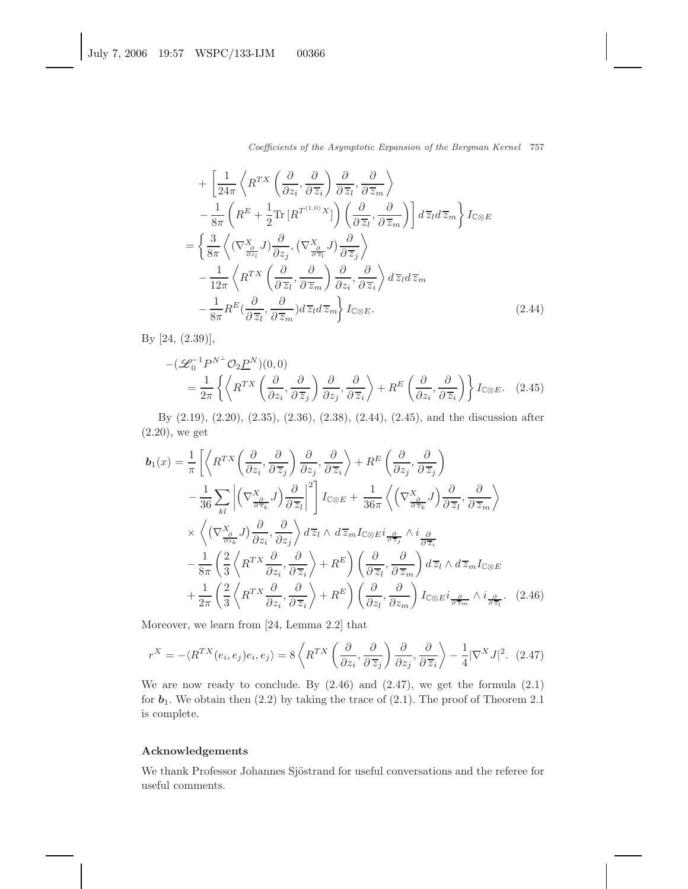$$
\begin{aligned}
&+\left[\frac{1}{24\pi}\left\langle R^{TX}\left(\frac{\partial}{\partial z_i},\frac{\partial}{\partial \overline{z}_i}\right)\frac{\partial}{\partial \overline{z}_l},\frac{\partial}{\partial \overline{z}_m}\right\rangle\right.\\
&\left.-\frac{1}{8\pi}\left(R^E+\frac{1}{2}\mathrm{Tr}\,[R^{T^{(1,0)}X}]\right)\left(\frac{\partial}{\partial \overline{z}_l},\frac{\partial}{\partial \overline{z}_m}\right)\right]d\overline{z}_l d\overline{z}_m\Bigg\} I_{\mathbb{C}\otimes E}\\
&=\Bigg\{\frac{3}{8\pi}\left\langle (\nabla^X_{\frac{\partial}{\partial z_l}}J)\frac{\partial}{\partial z_j},(\nabla^X_{\frac{\partial}{\partial \overline{z}_l}}J)\frac{\partial}{\partial \overline{z}_j}\right\rangle\\
&-\frac{1}{12\pi}\left\langle R^{TX}\left(\frac{\partial}{\partial \overline{z}_l},\frac{\partial}{\partial \overline{z}_m}\right)\frac{\partial}{\partial z_i},\frac{\partial}{\partial \overline{z}_i}\right\rangle d\overline{z}_l d\overline{z}_m\\
&-\frac{1}{8\pi}R^E(\frac{\partial}{\partial \overline{z}_l},\frac{\partial}{\partial \overline{z}_m})d\overline{z}_l d\overline{z}_m\Bigg\} I_{\mathbb{C}\otimes E}.
\end{aligned}\tag{2.44}
$$

By [24, (2.39)],

$$
\begin{aligned}
&-(\mathscr{L}_0^{-1}P^{N^\perp}\mathcal{O}_2\underline{P}^N)(0,0)\\
&=\frac{1}{2\pi}\left\{\left\langle R^{TX}\left(\frac{\partial}{\partial z_i},\frac{\partial}{\partial \overline{z}_j}\right)\frac{\partial}{\partial z_j},\frac{\partial}{\partial \overline{z}_i}\right\rangle+R^E\left(\frac{\partial}{\partial z_i},\frac{\partial}{\partial \overline{z}_i}\right)\right\} I_{\mathbb{C}\otimes E}.
\end{aligned}\tag{2.45}
$$

By (2.19), (2.20), (2.35), (2.36), (2.38), (2.44), (2.45), and the discussion after (2.20), we get

$$
\begin{aligned}
\boldsymbol{b}_1(x)&=\frac{1}{\pi}\left[\left\langle R^{TX}\left(\frac{\partial}{\partial z_i},\frac{\partial}{\partial \overline{z}_j}\right)\frac{\partial}{\partial z_j},\frac{\partial}{\partial \overline{z}_i}\right\rangle+R^E\left(\frac{\partial}{\partial z_j},\frac{\partial}{\partial \overline{z}_j}\right)\right.\\
&\left.-\frac{1}{36}\sum_{kl}\left|\left(\nabla^X_{\frac{\partial}{\partial \overline{z}_k}}J\right)\frac{\partial}{\partial \overline{z}_l}\right|^2\right] I_{\mathbb{C}\otimes E}+\frac{1}{36\pi}\left\langle\left(\nabla^X_{\frac{\partial}{\partial \overline{z}_k}}J\right)\frac{\partial}{\partial \overline{z}_l},\frac{\partial}{\partial \overline{z}_m}\right\rangle\\
&\times\left\langle(\nabla^X_{\frac{\partial}{\partial z_k}}J)\frac{\partial}{\partial z_i},\frac{\partial}{\partial z_j}\right\rangle d\overline{z}_l\wedge d\overline{z}_m I_{\mathbb{C}\otimes E}\, i_{\frac{\partial}{\partial \overline{z}_j}}\wedge i_{\frac{\partial}{\partial \overline{z}_i}}\\
&-\frac{1}{8\pi}\left(\frac{2}{3}\left\langle R^{TX}\frac{\partial}{\partial z_i},\frac{\partial}{\partial \overline{z}_i}\right\rangle+R^E\right)\left(\frac{\partial}{\partial \overline{z}_l},\frac{\partial}{\partial \overline{z}_m}\right)d\overline{z}_l\wedge d\overline{z}_m I_{\mathbb{C}\otimes E}\\
&+\frac{1}{2\pi}\left(\frac{2}{3}\left\langle R^{TX}\frac{\partial}{\partial z_i},\frac{\partial}{\partial \overline{z}_i}\right\rangle+R^E\right)\left(\frac{\partial}{\partial z_l},\frac{\partial}{\partial z_m}\right) I_{\mathbb{C}\otimes E}\, i_{\frac{\partial}{\partial \overline{z}_m}}\wedge i_{\frac{\partial}{\partial \overline{z}_l}}.
\end{aligned}\tag{2.46}
$$

Moreover, we learn from [24, Lemma 2.2] that

$$
r^X=-\langle R^{TX}(e_i,e_j)e_i,e_j\rangle=8\left\langle R^{TX}\left(\frac{\partial}{\partial z_i},\frac{\partial}{\partial \overline{z}_j}\right)\frac{\partial}{\partial z_j},\frac{\partial}{\partial \overline{z}_i}\right\rangle-\frac{1}{4}|\nabla^X J|^2.\tag{2.47}
$$

We are now ready to conclude. By (2.46) and (2.47), we get the formula (2.1) for $\boldsymbol{b}_1$. We obtain then (2.2) by taking the trace of (2.1). The proof of Theorem 2.1 is complete.

## Acknowledgements

We thank Professor Johannes Sjöstrand for useful conversations and the referee for useful comments.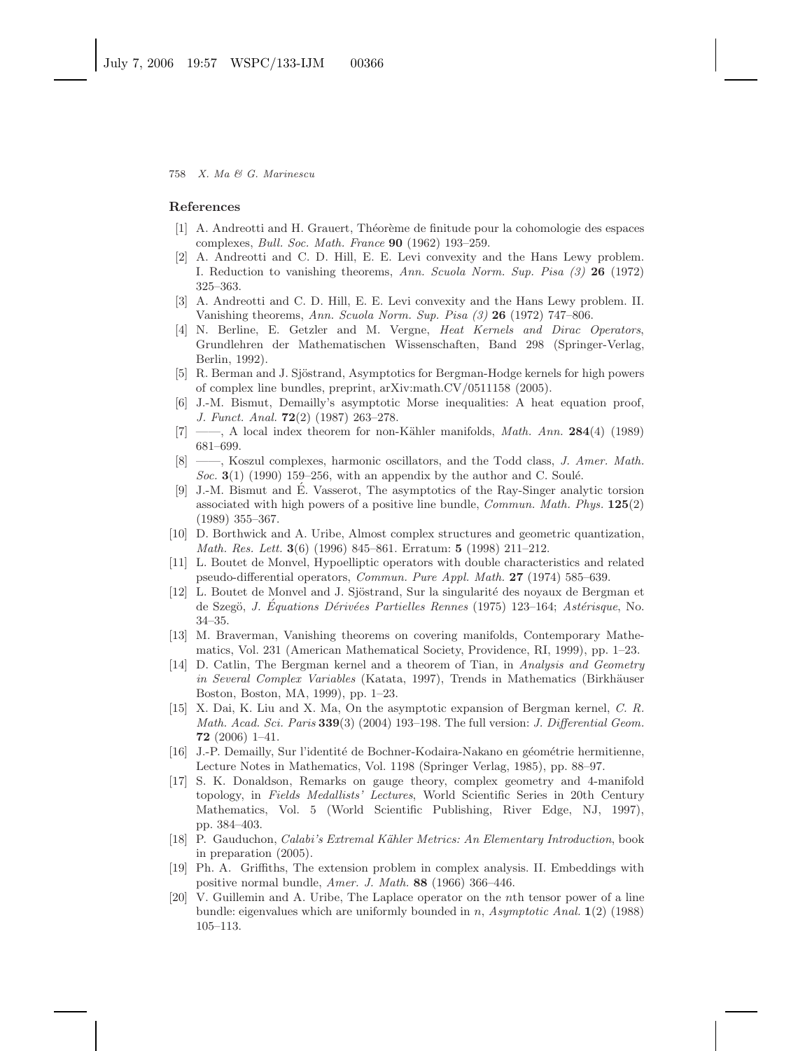## References

[1] A. Andreotti and H. Grauert, Théorème de finitude pour la cohomologie des espaces complexes, *Bull. Soc. Math. France* **90** (1962) 193–259.

[2] A. Andreotti and C. D. Hill, E. E. Levi convexity and the Hans Lewy problem. I. Reduction to vanishing theorems, *Ann. Scuola Norm. Sup. Pisa (3)* **26** (1972) 325–363.

[3] A. Andreotti and C. D. Hill, E. E. Levi convexity and the Hans Lewy problem. II. Vanishing theorems, *Ann. Scuola Norm. Sup. Pisa (3)* **26** (1972) 747–806.

[4] N. Berline, E. Getzler and M. Vergne, *Heat Kernels and Dirac Operators*, Grundlehren der Mathematischen Wissenschaften, Band 298 (Springer-Verlag, Berlin, 1992).

[5] R. Berman and J. Sjöstrand, Asymptotics for Bergman-Hodge kernels for high powers of complex line bundles, preprint, arXiv:math.CV/0511158 (2005).

[6] J.-M. Bismut, Demailly's asymptotic Morse inequalities: A heat equation proof, *J. Funct. Anal.* **72**(2) (1987) 263–278.

[7] ——, A local index theorem for non-Kähler manifolds, *Math. Ann.* **284**(4) (1989) 681–699.

[8] ——, Koszul complexes, harmonic oscillators, and the Todd class, *J. Amer. Math. Soc.* **3**(1) (1990) 159–256, with an appendix by the author and C. Soulé.

[9] J.-M. Bismut and É. Vasserot, The asymptotics of the Ray-Singer analytic torsion associated with high powers of a positive line bundle, *Commun. Math. Phys.* **125**(2) (1989) 355–367.

[10] D. Borthwick and A. Uribe, Almost complex structures and geometric quantization, *Math. Res. Lett.* **3**(6) (1996) 845–861. Erratum: **5** (1998) 211–212.

[11] L. Boutet de Monvel, Hypoelliptic operators with double characteristics and related pseudo-differential operators, *Commun. Pure Appl. Math.* **27** (1974) 585–639.

[12] L. Boutet de Monvel and J. Sjöstrand, Sur la singularité des noyaux de Bergman et de Szegö, *J. Équations Dérivées Partielles Rennes* (1975) 123–164; *Astérisque*, No. 34–35.

[13] M. Braverman, Vanishing theorems on covering manifolds, Contemporary Mathematics, Vol. 231 (American Mathematical Society, Providence, RI, 1999), pp. 1–23.

[14] D. Catlin, The Bergman kernel and a theorem of Tian, in *Analysis and Geometry in Several Complex Variables* (Katata, 1997), Trends in Mathematics (Birkhäuser Boston, Boston, MA, 1999), pp. 1–23.

[15] X. Dai, K. Liu and X. Ma, On the asymptotic expansion of Bergman kernel, *C. R. Math. Acad. Sci. Paris* **339**(3) (2004) 193–198. The full version: *J. Differential Geom.* **72** (2006) 1–41.

[16] J.-P. Demailly, Sur l'identité de Bochner-Kodaira-Nakano en géométrie hermitienne, Lecture Notes in Mathematics, Vol. 1198 (Springer Verlag, 1985), pp. 88–97.

[17] S. K. Donaldson, Remarks on gauge theory, complex geometry and 4-manifold topology, in *Fields Medallists' Lectures*, World Scientific Series in 20th Century Mathematics, Vol. 5 (World Scientific Publishing, River Edge, NJ, 1997), pp. 384–403.

[18] P. Gauduchon, *Calabi's Extremal Kähler Metrics: An Elementary Introduction*, book in preparation (2005).

[19] Ph. A. Griffiths, The extension problem in complex analysis. II. Embeddings with positive normal bundle, *Amer. J. Math.* **88** (1966) 366–446.

[20] V. Guillemin and A. Uribe, The Laplace operator on the $n$th tensor power of a line bundle: eigenvalues which are uniformly bounded in $n$, *Asymptotic Anal.* **1**(2) (1988) 105–113.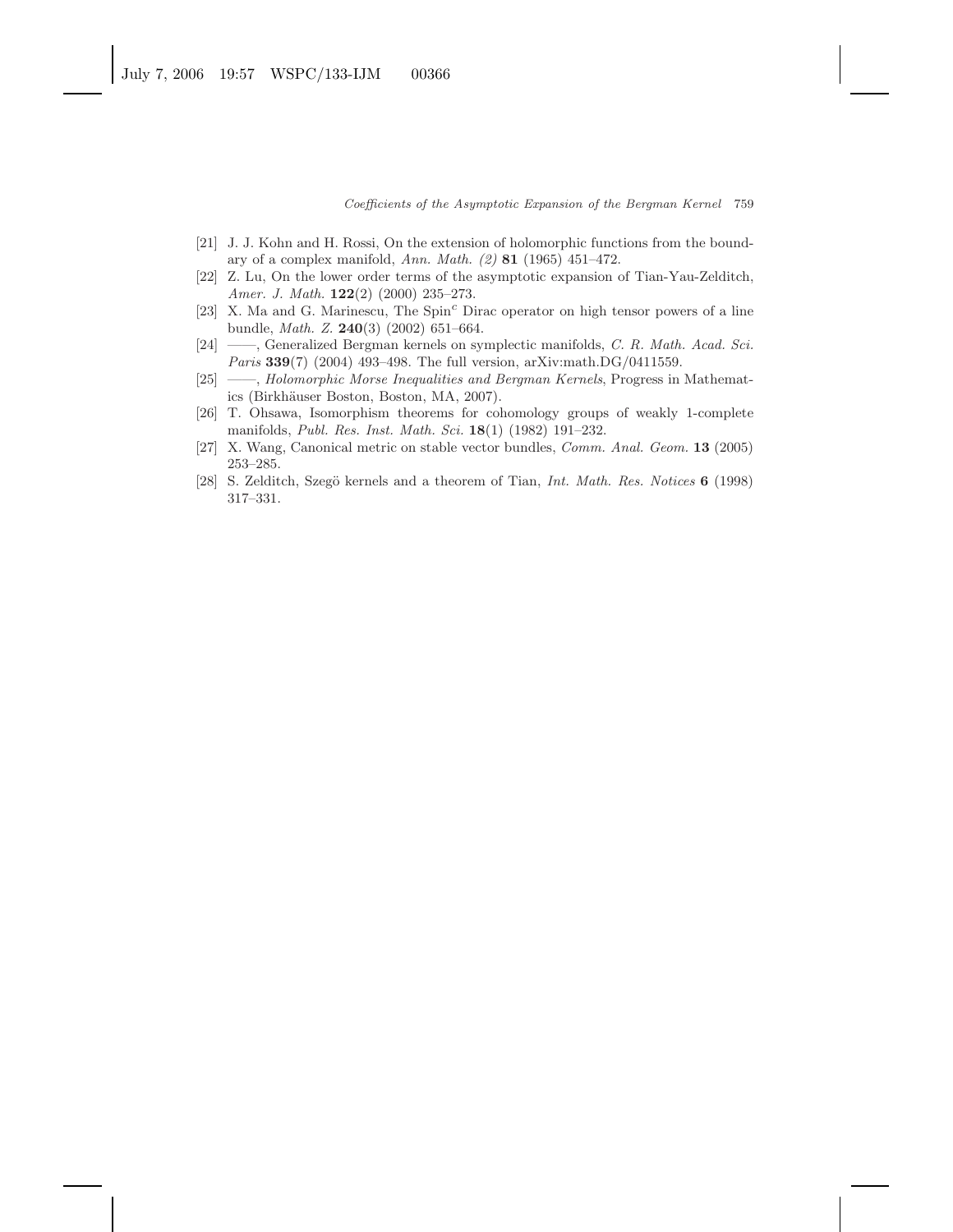[21] J. J. Kohn and H. Rossi, On the extension of holomorphic functions from the boundary of a complex manifold, *Ann. Math. (2)* **81** (1965) 451–472.

[22] Z. Lu, On the lower order terms of the asymptotic expansion of Tian-Yau-Zelditch, *Amer. J. Math.* **122**(2) (2000) 235–273.

[23] X. Ma and G. Marinescu, The Spin$^c$ Dirac operator on high tensor powers of a line bundle, *Math. Z.* **240**(3) (2002) 651–664.

[24] ——, Generalized Bergman kernels on symplectic manifolds, *C. R. Math. Acad. Sci. Paris* **339**(7) (2004) 493–498. The full version, arXiv:math.DG/0411559.

[25] ——, *Holomorphic Morse Inequalities and Bergman Kernels*, Progress in Mathematics (Birkhäuser Boston, Boston, MA, 2007).

[26] T. Ohsawa, Isomorphism theorems for cohomology groups of weakly 1-complete manifolds, *Publ. Res. Inst. Math. Sci.* **18**(1) (1982) 191–232.

[27] X. Wang, Canonical metric on stable vector bundles, *Comm. Anal. Geom.* **13** (2005) 253–285.

[28] S. Zelditch, Szegö kernels and a theorem of Tian, *Int. Math. Res. Notices* **6** (1998) 317–331.